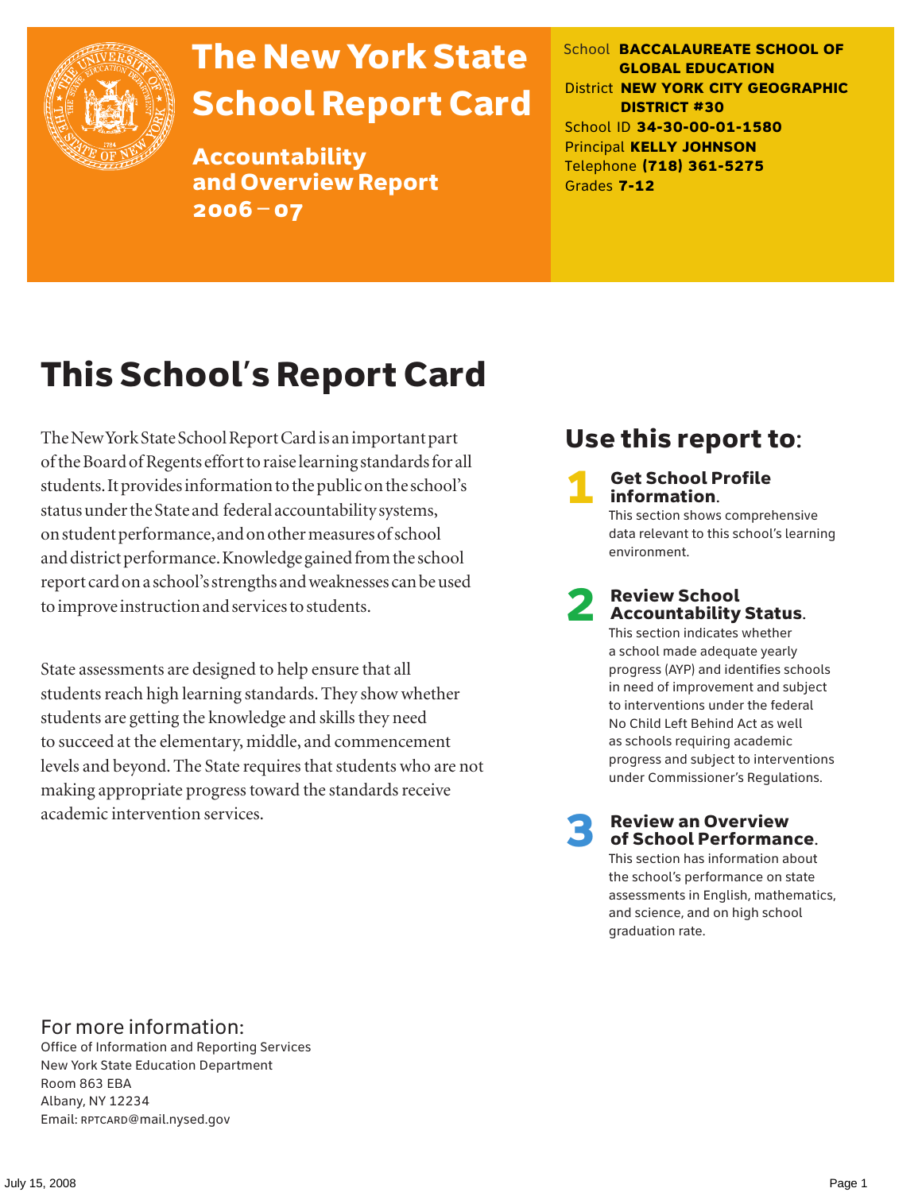# The New York State School Report Card

## Accountability and Overview Report 2006 – 07

School **BACCALAUREATE SCHOOL OF GLOBAL EDUCATION**
District **NEW YORK CITY GEOGRAPHIC DISTRICT #30**
School ID **34-30-00-01-1580**
Principal **KELLY JOHNSON**
Telephone **(718) 361-5275**
Grades **7-12**

# This School's Report Card

The New York State School Report Card is an important part of the Board of Regents effort to raise learning standards for all students. It provides information to the public on the school's status under the State and federal accountability systems, on student performance, and on other measures of school and district performance. Knowledge gained from the school report card on a school's strengths and weaknesses can be used to improve instruction and services to students.

State assessments are designed to help ensure that all students reach high learning standards. They show whether students are getting the knowledge and skills they need to succeed at the elementary, middle, and commencement levels and beyond. The State requires that students who are not making appropriate progress toward the standards receive academic intervention services.

## Use this report to:

**1 Get School Profile information.**
This section shows comprehensive data relevant to this school's learning environment.

**2 Review School Accountability Status.**
This section indicates whether a school made adequate yearly progress (AYP) and identifies schools in need of improvement and subject to interventions under the federal No Child Left Behind Act as well as schools requiring academic progress and subject to interventions under Commissioner's Regulations.

**3 Review an Overview of School Performance.**
This section has information about the school's performance on state assessments in English, mathematics, and science, and on high school graduation rate.

For more information:
Office of Information and Reporting Services
New York State Education Department
Room 863 EBA
Albany, NY 12234
Email: RPTCARD@mail.nysed.gov

July 15, 2008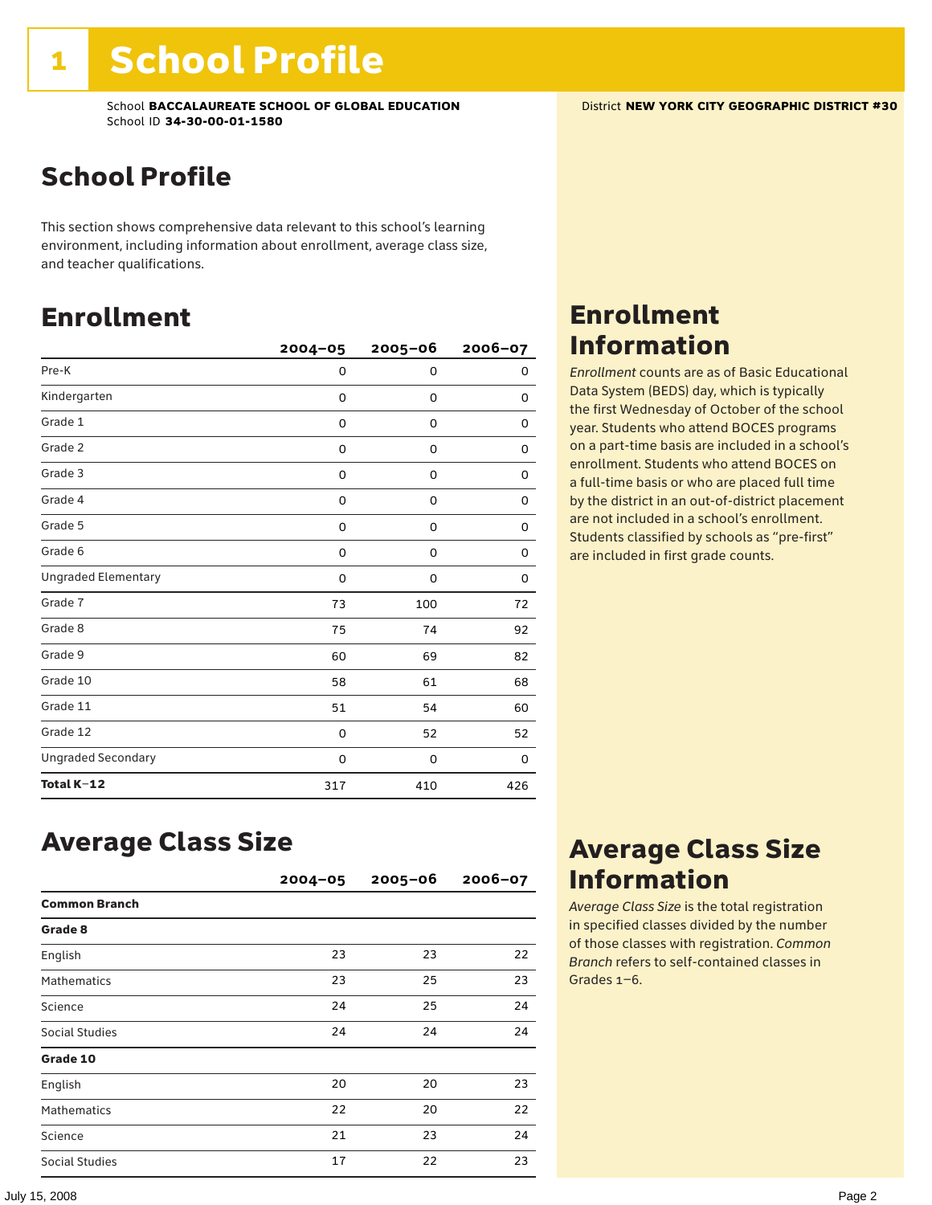# 1 School Profile

School **BACCALAUREATE SCHOOL OF GLOBAL EDUCATION**
School ID **34-30-00-01-1580**

District **NEW YORK CITY GEOGRAPHIC DISTRICT #30**

## School Profile

This section shows comprehensive data relevant to this school's learning environment, including information about enrollment, average class size, and teacher qualifications.

## Enrollment

| | 2004–05 | 2005–06 | 2006–07 |
|---|---|---|---|
| Pre-K | 0 | 0 | 0 |
| Kindergarten | 0 | 0 | 0 |
| Grade 1 | 0 | 0 | 0 |
| Grade 2 | 0 | 0 | 0 |
| Grade 3 | 0 | 0 | 0 |
| Grade 4 | 0 | 0 | 0 |
| Grade 5 | 0 | 0 | 0 |
| Grade 6 | 0 | 0 | 0 |
| Ungraded Elementary | 0 | 0 | 0 |
| Grade 7 | 73 | 100 | 72 |
| Grade 8 | 75 | 74 | 92 |
| Grade 9 | 60 | 69 | 82 |
| Grade 10 | 58 | 61 | 68 |
| Grade 11 | 51 | 54 | 60 |
| Grade 12 | 0 | 52 | 52 |
| Ungraded Secondary | 0 | 0 | 0 |
| **Total K–12** | 317 | 410 | 426 |

## Enrollment Information

*Enrollment* counts are as of Basic Educational Data System (BEDS) day, which is typically the first Wednesday of October of the school year. Students who attend BOCES programs on a part-time basis are included in a school's enrollment. Students who attend BOCES on a full-time basis or who are placed full time by the district in an out-of-district placement are not included in a school's enrollment. Students classified by schools as "pre-first" are included in first grade counts.

## Average Class Size

| | 2004–05 | 2005–06 | 2006–07 |
|---|---|---|---|
| **Common Branch** | | | |
| **Grade 8** | | | |
| English | 23 | 23 | 22 |
| Mathematics | 23 | 25 | 23 |
| Science | 24 | 25 | 24 |
| Social Studies | 24 | 24 | 24 |
| **Grade 10** | | | |
| English | 20 | 20 | 23 |
| Mathematics | 22 | 20 | 22 |
| Science | 21 | 23 | 24 |
| Social Studies | 17 | 22 | 23 |

## Average Class Size Information

*Average Class Size* is the total registration in specified classes divided by the number of those classes with registration. *Common Branch* refers to self-contained classes in Grades 1–6.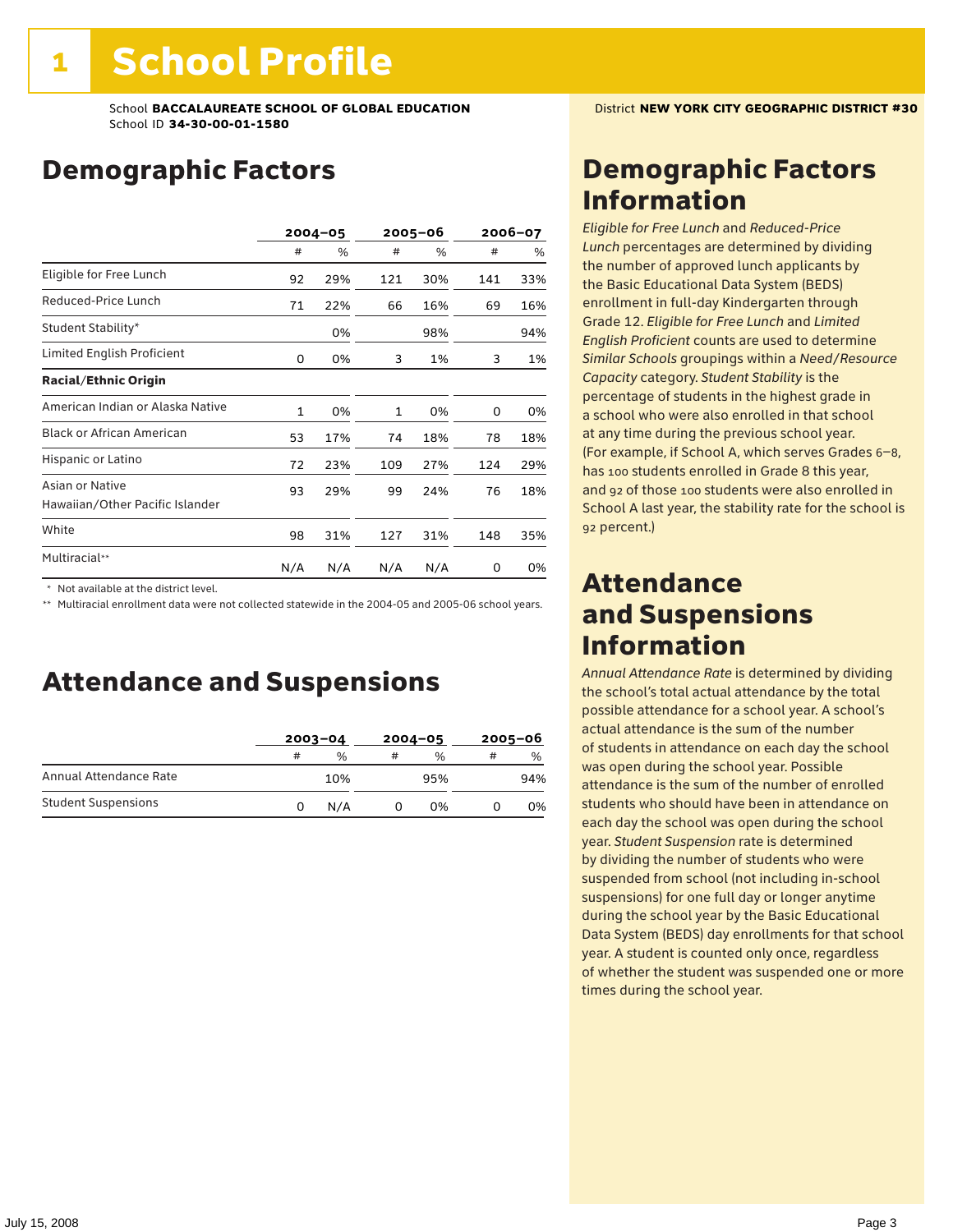# 1 School Profile

School **BACCALAUREATE SCHOOL OF GLOBAL EDUCATION**
School ID **34-30-00-01-1580**

District **NEW YORK CITY GEOGRAPHIC DISTRICT #30**

## Demographic Factors

| | 2004–05 | | 2005–06 | | 2006–07 | |
|---|---|---|---|---|---|---|
| | # | % | # | % | # | % |
| Eligible for Free Lunch | 92 | 29% | 121 | 30% | 141 | 33% |
| Reduced-Price Lunch | 71 | 22% | 66 | 16% | 69 | 16% |
| Student Stability* | | 0% | | 98% | | 94% |
| Limited English Proficient | 0 | 0% | 3 | 1% | 3 | 1% |
| **Racial/Ethnic Origin** | | | | | | |
| American Indian or Alaska Native | 1 | 0% | 1 | 0% | 0 | 0% |
| Black or African American | 53 | 17% | 74 | 18% | 78 | 18% |
| Hispanic or Latino | 72 | 23% | 109 | 27% | 124 | 29% |
| Asian or Native Hawaiian/Other Pacific Islander | 93 | 29% | 99 | 24% | 76 | 18% |
| White | 98 | 31% | 127 | 31% | 148 | 35% |
| Multiracial** | N/A | N/A | N/A | N/A | 0 | 0% |

\* Not available at the district level.

\*\* Multiracial enrollment data were not collected statewide in the 2004-05 and 2005-06 school years.

## Attendance and Suspensions

| | 2003–04 | | 2004–05 | | 2005–06 | |
|---|---|---|---|---|---|---|
| | # | % | # | % | # | % |
| Annual Attendance Rate | | 10% | | 95% | | 94% |
| Student Suspensions | 0 | N/A | 0 | 0% | 0 | 0% |

## Demographic Factors Information

*Eligible for Free Lunch* and *Reduced-Price Lunch* percentages are determined by dividing the number of approved lunch applicants by the Basic Educational Data System (BEDS) enrollment in full-day Kindergarten through Grade 12. *Eligible for Free Lunch* and *Limited English Proficient* counts are used to determine *Similar Schools* groupings within a *Need/Resource Capacity* category. *Student Stability* is the percentage of students in the highest grade in a school who were also enrolled in that school at any time during the previous school year. (For example, if School A, which serves Grades 6–8, has 100 students enrolled in Grade 8 this year, and 92 of those 100 students were also enrolled in School A last year, the stability rate for the school is 92 percent.)

## Attendance and Suspensions Information

*Annual Attendance Rate* is determined by dividing the school's total actual attendance by the total possible attendance for a school year. A school's actual attendance is the sum of the number of students in attendance on each day the school was open during the school year. Possible attendance is the sum of the number of enrolled students who should have been in attendance on each day the school was open during the school year. *Student Suspension* rate is determined by dividing the number of students who were suspended from school (not including in-school suspensions) for one full day or longer anytime during the school year by the Basic Educational Data System (BEDS) day enrollments for that school year. A student is counted only once, regardless of whether the student was suspended one or more times during the school year.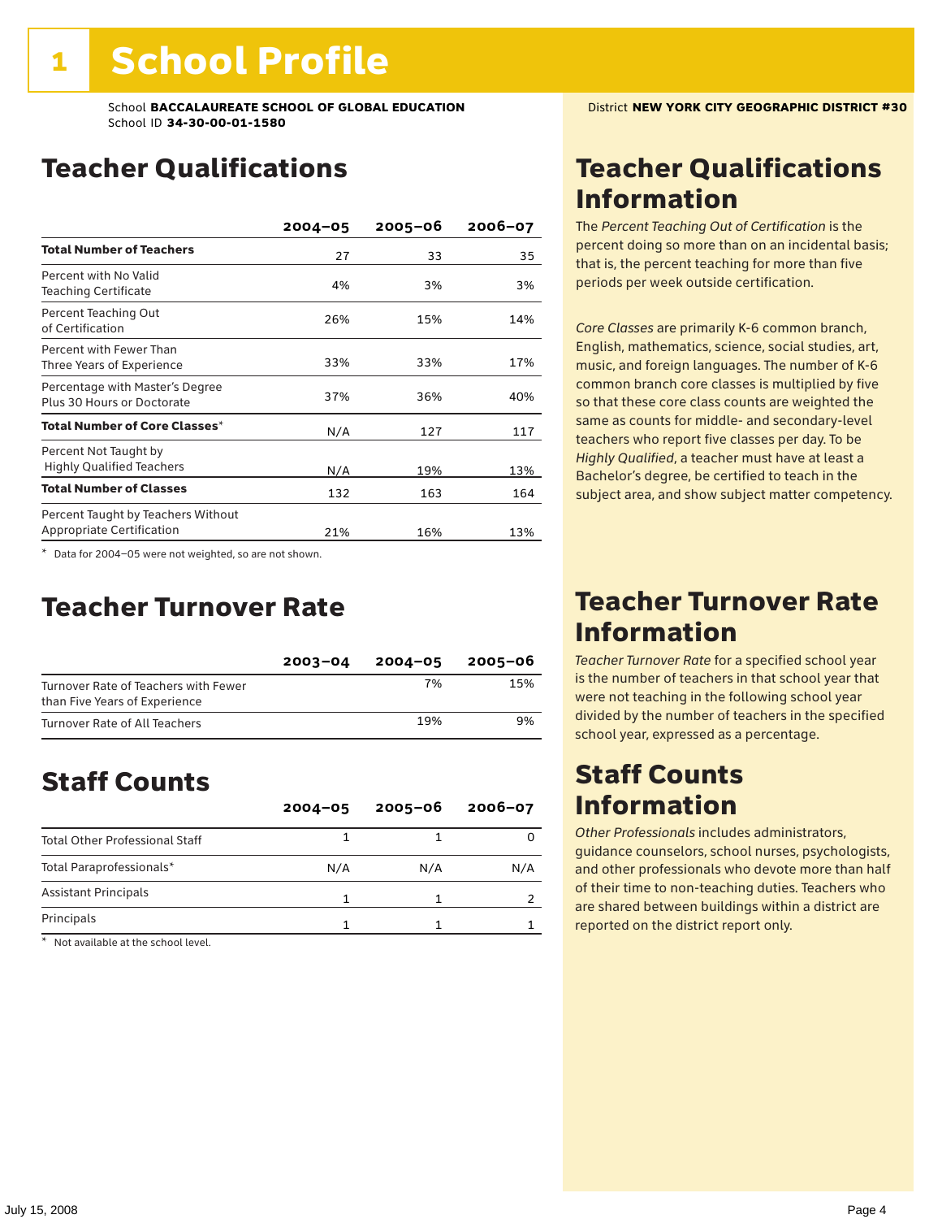# 1 School Profile

School **BACCALAUREATE SCHOOL OF GLOBAL EDUCATION**
School ID **34-30-00-01-1580**

District **NEW YORK CITY GEOGRAPHIC DISTRICT #30**

## Teacher Qualifications

| | 2004–05 | 2005–06 | 2006–07 |
|---|---|---|---|
| **Total Number of Teachers** | 27 | 33 | 35 |
| Percent with No Valid Teaching Certificate | 4% | 3% | 3% |
| Percent Teaching Out of Certification | 26% | 15% | 14% |
| Percent with Fewer Than Three Years of Experience | 33% | 33% | 17% |
| Percentage with Master's Degree Plus 30 Hours or Doctorate | 37% | 36% | 40% |
| **Total Number of Core Classes*** | N/A | 127 | 117 |
| Percent Not Taught by Highly Qualified Teachers | N/A | 19% | 13% |
| **Total Number of Classes** | 132 | 163 | 164 |
| Percent Taught by Teachers Without Appropriate Certification | 21% | 16% | 13% |

\* Data for 2004–05 were not weighted, so are not shown.

## Teacher Turnover Rate

| | 2003–04 | 2004–05 | 2005–06 |
|---|---|---|---|
| Turnover Rate of Teachers with Fewer than Five Years of Experience | | 7% | 15% |
| Turnover Rate of All Teachers | | 19% | 9% |

## Staff Counts

| | 2004–05 | 2005–06 | 2006–07 |
|---|---|---|---|
| Total Other Professional Staff | 1 | 1 | 0 |
| Total Paraprofessionals* | N/A | N/A | N/A |
| Assistant Principals | 1 | 1 | 2 |
| Principals | 1 | 1 | 1 |

\* Not available at the school level.

## Teacher Qualifications Information

The *Percent Teaching Out of Certification* is the percent doing so more than on an incidental basis; that is, the percent teaching for more than five periods per week outside certification.

*Core Classes* are primarily K-6 common branch, English, mathematics, science, social studies, art, music, and foreign languages. The number of K-6 common branch core classes is multiplied by five so that these core class counts are weighted the same as counts for middle- and secondary-level teachers who report five classes per day. To be *Highly Qualified*, a teacher must have at least a Bachelor's degree, be certified to teach in the subject area, and show subject matter competency.

## Teacher Turnover Rate Information

*Teacher Turnover Rate* for a specified school year is the number of teachers in that school year that were not teaching in the following school year divided by the number of teachers in the specified school year, expressed as a percentage.

## Staff Counts Information

*Other Professionals* includes administrators, guidance counselors, school nurses, psychologists, and other professionals who devote more than half of their time to non-teaching duties. Teachers who are shared between buildings within a district are reported on the district report only.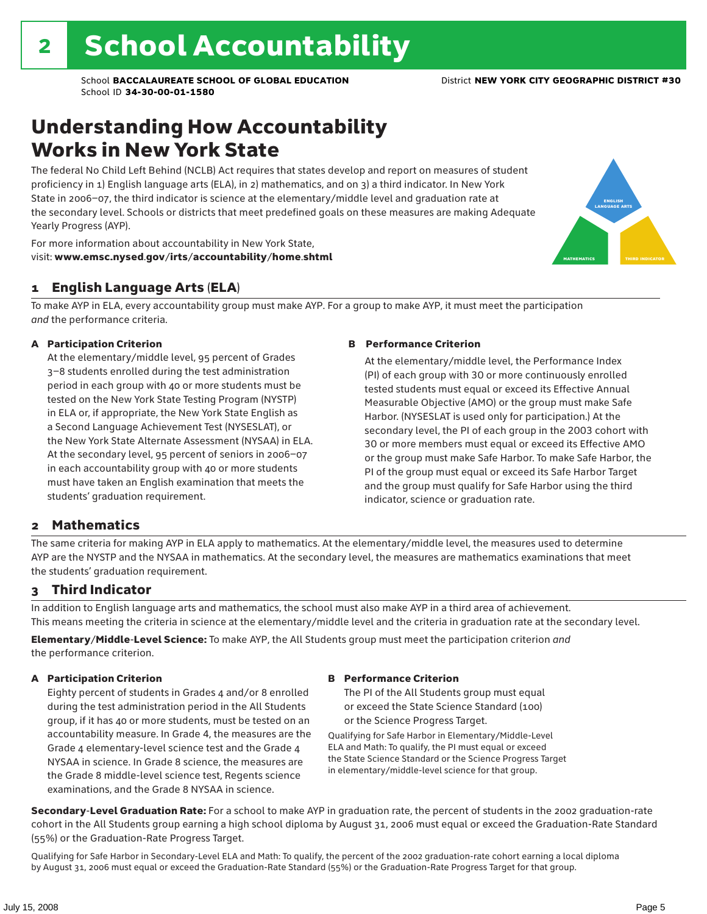# 2 School Accountability

School **BACCALAUREATE SCHOOL OF GLOBAL EDUCATION** District **NEW YORK CITY GEOGRAPHIC DISTRICT #30**
School ID **34-30-00-01-1580**

## Understanding How Accountability Works in New York State

The federal No Child Left Behind (NCLB) Act requires that states develop and report on measures of student proficiency in 1) English language arts (ELA), in 2) mathematics, and on 3) a third indicator. In New York State in 2006–07, the third indicator is science at the elementary/middle level and graduation rate at the secondary level. Schools or districts that meet predefined goals on these measures are making Adequate Yearly Progress (AYP).

For more information about accountability in New York State, visit: **www.emsc.nysed.gov/irts/accountability/home.shtml**

ENGLISH LANGUAGE ARTS
MATHEMATICS
THIRD INDICATOR

### 1 English Language Arts (ELA)

To make AYP in ELA, every accountability group must make AYP. For a group to make AYP, it must meet the participation *and* the performance criteria.

**A Participation Criterion**

At the elementary/middle level, 95 percent of Grades 3–8 students enrolled during the test administration period in each group with 40 or more students must be tested on the New York State Testing Program (NYSTP) in ELA or, if appropriate, the New York State English as a Second Language Achievement Test (NYSESLAT), or the New York State Alternate Assessment (NYSAA) in ELA. At the secondary level, 95 percent of seniors in 2006–07 in each accountability group with 40 or more students must have taken an English examination that meets the students' graduation requirement.

**B Performance Criterion**

At the elementary/middle level, the Performance Index (PI) of each group with 30 or more continuously enrolled tested students must equal or exceed its Effective Annual Measurable Objective (AMO) or the group must make Safe Harbor. (NYSESLAT is used only for participation.) At the secondary level, the PI of each group in the 2003 cohort with 30 or more members must equal or exceed its Effective AMO or the group must make Safe Harbor. To make Safe Harbor, the PI of the group must equal or exceed its Safe Harbor Target and the group must qualify for Safe Harbor using the third indicator, science or graduation rate.

### 2 Mathematics

The same criteria for making AYP in ELA apply to mathematics. At the elementary/middle level, the measures used to determine AYP are the NYSTP and the NYSAA in mathematics. At the secondary level, the measures are mathematics examinations that meet the students' graduation requirement.

### 3 Third Indicator

In addition to English language arts and mathematics, the school must also make AYP in a third area of achievement. This means meeting the criteria in science at the elementary/middle level and the criteria in graduation rate at the secondary level.

**Elementary/Middle-Level Science:** To make AYP, the All Students group must meet the participation criterion *and* the performance criterion.

**A Participation Criterion**

Eighty percent of students in Grades 4 and/or 8 enrolled during the test administration period in the All Students group, if it has 40 or more students, must be tested on an accountability measure. In Grade 4, the measures are the Grade 4 elementary-level science test and the Grade 4 NYSAA in science. In Grade 8 science, the measures are the Grade 8 middle-level science test, Regents science examinations, and the Grade 8 NYSAA in science.

**B Performance Criterion**

The PI of the All Students group must equal or exceed the State Science Standard (100) or the Science Progress Target.

Qualifying for Safe Harbor in Elementary/Middle-Level ELA and Math: To qualify, the PI must equal or exceed the State Science Standard or the Science Progress Target in elementary/middle-level science for that group.

**Secondary-Level Graduation Rate:** For a school to make AYP in graduation rate, the percent of students in the 2002 graduation-rate cohort in the All Students group earning a high school diploma by August 31, 2006 must equal or exceed the Graduation-Rate Standard (55%) or the Graduation-Rate Progress Target.

Qualifying for Safe Harbor in Secondary-Level ELA and Math: To qualify, the percent of the 2002 graduation-rate cohort earning a local diploma by August 31, 2006 must equal or exceed the Graduation-Rate Standard (55%) or the Graduation-Rate Progress Target for that group.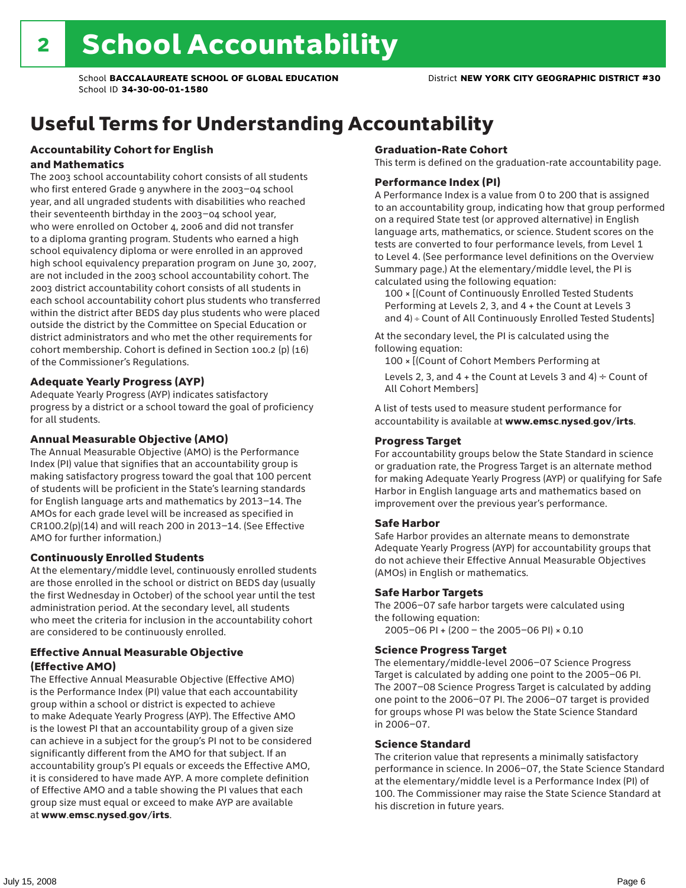# 2 School Accountability

School **BACCALAUREATE SCHOOL OF GLOBAL EDUCATION**
School ID **34-30-00-01-1580**
District **NEW YORK CITY GEOGRAPHIC DISTRICT #30**

## Useful Terms for Understanding Accountability

### Accountability Cohort for English and Mathematics

The 2003 school accountability cohort consists of all students who first entered Grade 9 anywhere in the 2003–04 school year, and all ungraded students with disabilities who reached their seventeenth birthday in the 2003–04 school year, who were enrolled on October 4, 2006 and did not transfer to a diploma granting program. Students who earned a high school equivalency diploma or were enrolled in an approved high school equivalency preparation program on June 30, 2007, are not included in the 2003 school accountability cohort. The 2003 district accountability cohort consists of all students in each school accountability cohort plus students who transferred within the district after BEDS day plus students who were placed outside the district by the Committee on Special Education or district administrators and who met the other requirements for cohort membership. Cohort is defined in Section 100.2 (p) (16) of the Commissioner's Regulations.

### Adequate Yearly Progress (AYP)

Adequate Yearly Progress (AYP) indicates satisfactory progress by a district or a school toward the goal of proficiency for all students.

### Annual Measurable Objective (AMO)

The Annual Measurable Objective (AMO) is the Performance Index (PI) value that signifies that an accountability group is making satisfactory progress toward the goal that 100 percent of students will be proficient in the State's learning standards for English language arts and mathematics by 2013–14. The AMOs for each grade level will be increased as specified in CR100.2(p)(14) and will reach 200 in 2013–14. (See Effective AMO for further information.)

### Continuously Enrolled Students

At the elementary/middle level, continuously enrolled students are those enrolled in the school or district on BEDS day (usually the first Wednesday in October) of the school year until the test administration period. At the secondary level, all students who meet the criteria for inclusion in the accountability cohort are considered to be continuously enrolled.

### Effective Annual Measurable Objective (Effective AMO)

The Effective Annual Measurable Objective (Effective AMO) is the Performance Index (PI) value that each accountability group within a school or district is expected to achieve to make Adequate Yearly Progress (AYP). The Effective AMO is the lowest PI that an accountability group of a given size can achieve in a subject for the group's PI not to be considered significantly different from the AMO for that subject. If an accountability group's PI equals or exceeds the Effective AMO, it is considered to have made AYP. A more complete definition of Effective AMO and a table showing the PI values that each group size must equal or exceed to make AYP are available at **www.emsc.nysed.gov/irts**.

### Graduation-Rate Cohort

This term is defined on the graduation-rate accountability page.

### Performance Index (PI)

A Performance Index is a value from 0 to 200 that is assigned to an accountability group, indicating how that group performed on a required State test (or approved alternative) in English language arts, mathematics, or science. Student scores on the tests are converted to four performance levels, from Level 1 to Level 4. (See performance level definitions on the Overview Summary page.) At the elementary/middle level, the PI is calculated using the following equation:

100 × [(Count of Continuously Enrolled Tested Students Performing at Levels 2, 3, and 4 + the Count at Levels 3 and 4) ÷ Count of All Continuously Enrolled Tested Students]

At the secondary level, the PI is calculated using the following equation:

100 × [(Count of Cohort Members Performing at Levels 2, 3, and 4 + the Count at Levels 3 and 4) ÷ Count of All Cohort Members]

A list of tests used to measure student performance for accountability is available at **www.emsc.nysed.gov/irts**.

### Progress Target

For accountability groups below the State Standard in science or graduation rate, the Progress Target is an alternate method for making Adequate Yearly Progress (AYP) or qualifying for Safe Harbor in English language arts and mathematics based on improvement over the previous year's performance.

### Safe Harbor

Safe Harbor provides an alternate means to demonstrate Adequate Yearly Progress (AYP) for accountability groups that do not achieve their Effective Annual Measurable Objectives (AMOs) in English or mathematics.

### Safe Harbor Targets

The 2006–07 safe harbor targets were calculated using the following equation:

2005–06 PI + (200 – the 2005–06 PI) × 0.10

### Science Progress Target

The elementary/middle-level 2006–07 Science Progress Target is calculated by adding one point to the 2005–06 PI. The 2007–08 Science Progress Target is calculated by adding one point to the 2006–07 PI. The 2006–07 target is provided for groups whose PI was below the State Science Standard in 2006–07.

### Science Standard

The criterion value that represents a minimally satisfactory performance in science. In 2006–07, the State Science Standard at the elementary/middle level is a Performance Index (PI) of 100. The Commissioner may raise the State Science Standard at his discretion in future years.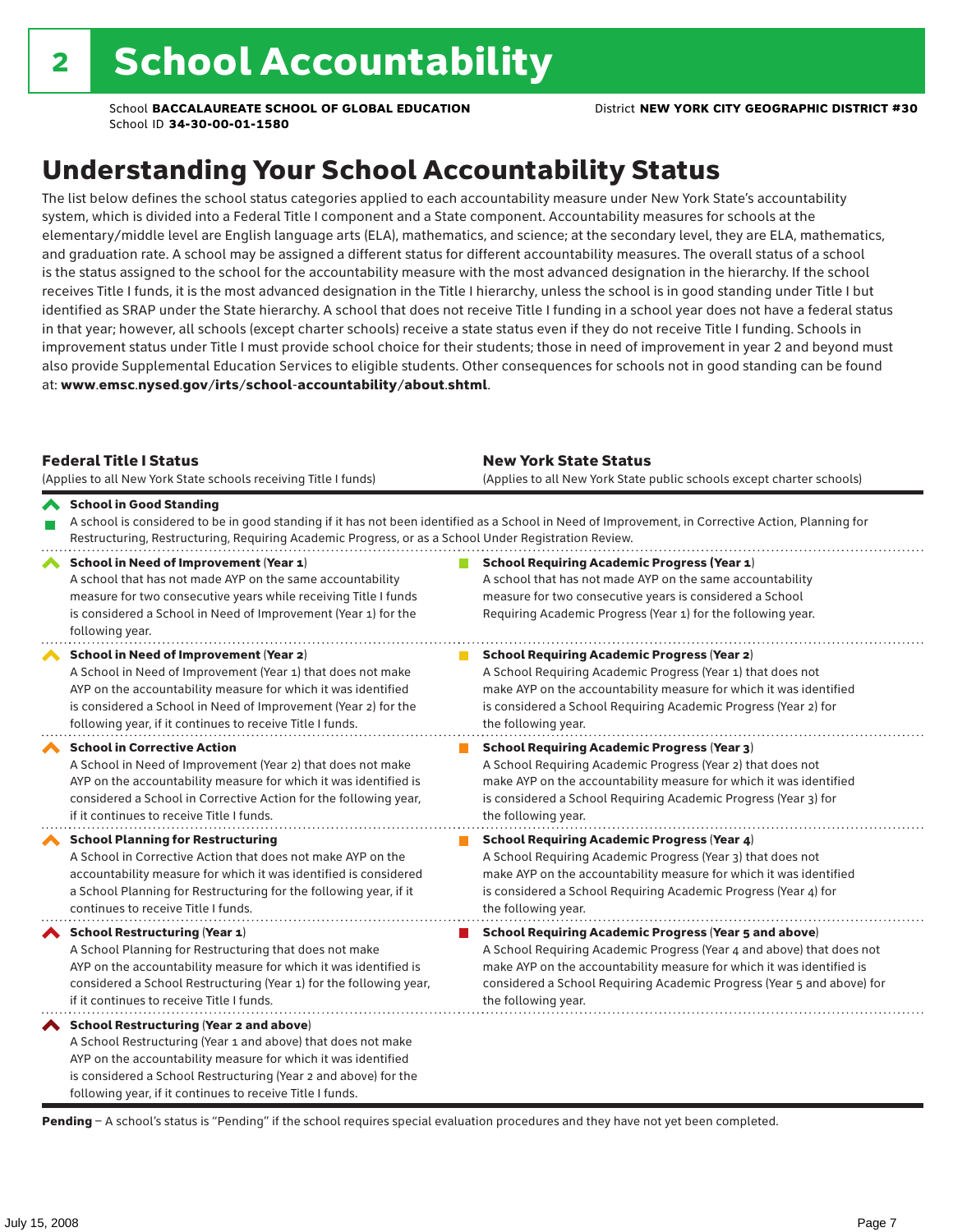# 2 School Accountability

School **BACCALAUREATE SCHOOL OF GLOBAL EDUCATION**
School ID **34-30-00-01-1580**

District **NEW YORK CITY GEOGRAPHIC DISTRICT #30**

## Understanding Your School Accountability Status

The list below defines the school status categories applied to each accountability measure under New York State's accountability system, which is divided into a Federal Title I component and a State component. Accountability measures for schools at the elementary/middle level are English language arts (ELA), mathematics, and science; at the secondary level, they are ELA, mathematics, and graduation rate. A school may be assigned a different status for different accountability measures. The overall status of a school is the status assigned to the school for the accountability measure with the most advanced designation in the hierarchy. If the school receives Title I funds, it is the most advanced designation in the Title I hierarchy, unless the school is in good standing under Title I but identified as SRAP under the State hierarchy. A school that does not receive Title I funding in a school year does not have a federal status in that year; however, all schools (except charter schools) receive a state status even if they do not receive Title I funding. Schools in improvement status under Title I must provide school choice for their students; those in need of improvement in year 2 and beyond must also provide Supplemental Education Services to eligible students. Other consequences for schools not in good standing can be found at: **www.emsc.nysed.gov/irts/school-accountability/about.shtml**.

| **Federal Title I Status** (Applies to all New York State schools receiving Title I funds) | **New York State Status** (Applies to all New York State public schools except charter schools) |
|---|---|
| **School in Good Standing** A school is considered to be in good standing if it has not been identified as a School in Need of Improvement, in Corrective Action, Planning for Restructuring, Restructuring, Requiring Academic Progress, or as a School Under Registration Review. | |
| **School in Need of Improvement (Year 1)** A school that has not made AYP on the same accountability measure for two consecutive years while receiving Title I funds is considered a School in Need of Improvement (Year 1) for the following year. | **School Requiring Academic Progress (Year 1)** A school that has not made AYP on the same accountability measure for two consecutive years is considered a School Requiring Academic Progress (Year 1) for the following year. |
| **School in Need of Improvement (Year 2)** A School in Need of Improvement (Year 1) that does not make AYP on the accountability measure for which it was identified is considered a School in Need of Improvement (Year 2) for the following year, if it continues to receive Title I funds. | **School Requiring Academic Progress (Year 2)** A School Requiring Academic Progress (Year 1) that does not make AYP on the accountability measure for which it was identified is considered a School Requiring Academic Progress (Year 2) for the following year. |
| **School in Corrective Action** A School in Need of Improvement (Year 2) that does not make AYP on the accountability measure for which it was identified is considered a School in Corrective Action for the following year, if it continues to receive Title I funds. | **School Requiring Academic Progress (Year 3)** A School Requiring Academic Progress (Year 2) that does not make AYP on the accountability measure for which it was identified is considered a School Requiring Academic Progress (Year 3) for the following year. |
| **School Planning for Restructuring** A School in Corrective Action that does not make AYP on the accountability measure for which it was identified is considered a School Planning for Restructuring for the following year, if it continues to receive Title I funds. | **School Requiring Academic Progress (Year 4)** A School Requiring Academic Progress (Year 3) that does not make AYP on the accountability measure for which it was identified is considered a School Requiring Academic Progress (Year 4) for the following year. |
| **School Restructuring (Year 1)** A School Planning for Restructuring that does not make AYP on the accountability measure for which it was identified is considered a School Restructuring (Year 1) for the following year, if it continues to receive Title I funds. | **School Requiring Academic Progress (Year 5 and above)** A School Requiring Academic Progress (Year 4 and above) that does not make AYP on the accountability measure for which it was identified is considered a School Requiring Academic Progress (Year 5 and above) for the following year. |
| **School Restructuring (Year 2 and above)** A School Restructuring (Year 1 and above) that does not make AYP on the accountability measure for which it was identified is considered a School Restructuring (Year 2 and above) for the following year, if it continues to receive Title I funds. | |

**Pending** – A school's status is "Pending" if the school requires special evaluation procedures and they have not yet been completed.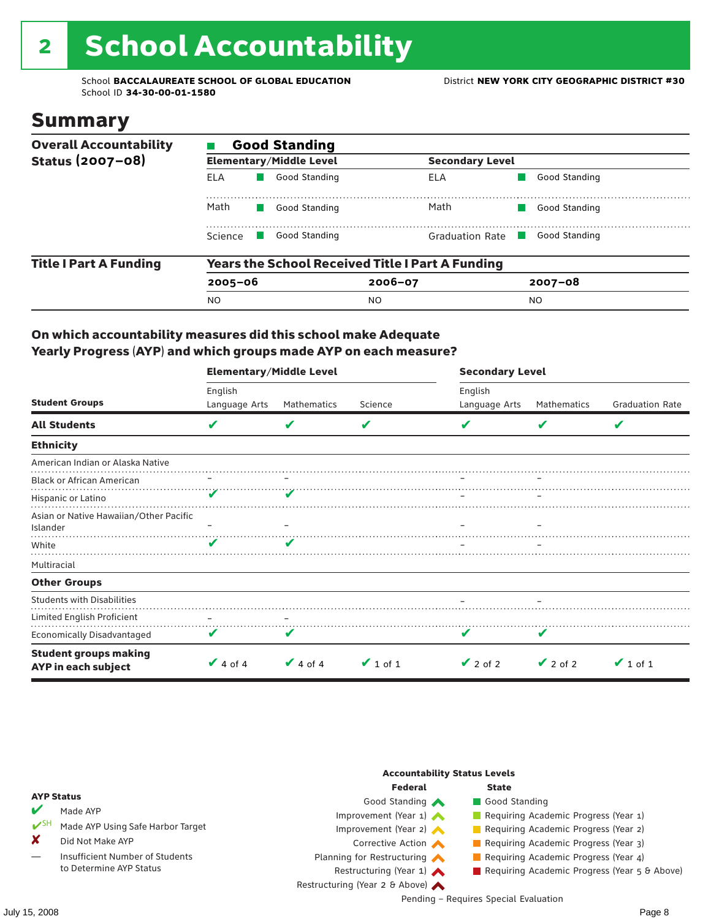# 2 School Accountability

School **BACCALAUREATE SCHOOL OF GLOBAL EDUCATION**
School ID **34-30-00-01-1580**

District **NEW YORK CITY GEOGRAPHIC DISTRICT #30**

## Summary

**Overall Accountability Status (2007–08)**

■ **Good Standing**

| Elementary/Middle Level | | Secondary Level | |
|---|---|---|---|
| ELA | ■ Good Standing | ELA | ■ Good Standing |
| Math | ■ Good Standing | Math | ■ Good Standing |
| Science | ■ Good Standing | Graduation Rate | ■ Good Standing |

**Title I Part A Funding**

**Years the School Received Title I Part A Funding**

| 2005–06 | 2006–07 | 2007–08 |
|---|---|---|
| NO | NO | NO |

### On which accountability measures did this school make Adequate Yearly Progress (AYP) and which groups made AYP on each measure?

| Student Groups | Elementary/Middle Level: English Language Arts | Elementary/Middle Level: Mathematics | Elementary/Middle Level: Science | Secondary Level: English Language Arts | Secondary Level: Mathematics | Secondary Level: Graduation Rate |
|---|---|---|---|---|---|---|
| **All Students** | ✔ | ✔ | ✔ | ✔ | ✔ | ✔ |
| **Ethnicity** | | | | | | |
| American Indian or Alaska Native | | | | | | |
| Black or African American | – | – | | – | – | |
| Hispanic or Latino | ✔ | ✔ | | – | – | |
| Asian or Native Hawaiian/Other Pacific Islander | – | – | | – | – | |
| White | ✔ | ✔ | | – | – | |
| Multiracial | | | | | | |
| **Other Groups** | | | | | | |
| Students with Disabilities | | | | – | – | |
| Limited English Proficient | – | – | | | | |
| Economically Disadvantaged | ✔ | ✔ | | ✔ | ✔ | |
| **Student groups making AYP in each subject** | ✔ 4 of 4 | ✔ 4 of 4 | ✔ 1 of 1 | ✔ 2 of 2 | ✔ 2 of 2 | ✔ 1 of 1 |

**AYP Status**

- ✔ Made AYP
- ✔SH Made AYP Using Safe Harbor Target
- ✘ Did Not Make AYP
- — Insufficient Number of Students to Determine AYP Status

**Accountability Status Levels**

| Federal | State |
|---|---|
| Good Standing | Good Standing |
| Improvement (Year 1) | Requiring Academic Progress (Year 1) |
| Improvement (Year 2) | Requiring Academic Progress (Year 2) |
| Corrective Action | Requiring Academic Progress (Year 3) |
| Planning for Restructuring | Requiring Academic Progress (Year 4) |
| Restructuring (Year 1) | Requiring Academic Progress (Year 5 & Above) |
| Restructuring (Year 2 & Above) | |

Pending – Requires Special Evaluation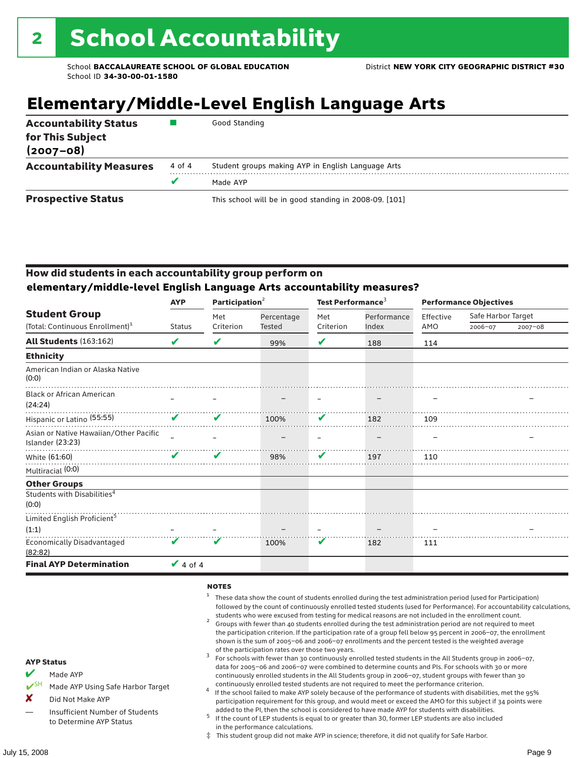# 2 School Accountability

School **BACCALAUREATE SCHOOL OF GLOBAL EDUCATION**
School ID **34-30-00-01-1580**

District **NEW YORK CITY GEOGRAPHIC DISTRICT #30**

## Elementary/Middle-Level English Language Arts

| | | |
|---|---|---|
| **Accountability Status for This Subject (2007–08)** | ■ | Good Standing |
| **Accountability Measures** | 4 of 4 | Student groups making AYP in English Language Arts |
| | ✔ | Made AYP |
| **Prospective Status** | | This school will be in good standing in 2008-09. [101] |

### How did students in each accountability group perform on elementary/middle-level English Language Arts accountability measures?

| Student Group (Total: Continuous Enrollment)[1] | AYP Status | Participation[2] Met Criterion | Percentage Tested | Test Performance[3] Met Criterion | Performance Index | Performance Objectives Effective AMO | Safe Harbor Target 2006–07 | 2007–08 |
|---|---|---|---|---|---|---|---|---|
| **All Students** (163:162) | ✔ | ✔ | 99% | ✔ | 188 | 114 | | |
| **Ethnicity** | | | | | | | | |
| American Indian or Alaska Native (0:0) | | | | | | | | |
| Black or African American (24:24) | – | – | – | – | – | – | | – |
| Hispanic or Latino (55:55) | ✔ | ✔ | 100% | ✔ | 182 | 109 | | |
| Asian or Native Hawaiian/Other Pacific Islander (23:23) | – | – | – | – | – | – | | – |
| White (61:60) | ✔ | ✔ | 98% | ✔ | 197 | 110 | | |
| Multiracial (0:0) | | | | | | | | |
| **Other Groups** | | | | | | | | |
| Students with Disabilities[4] (0:0) | | | | | | | | |
| Limited English Proficient[5] (1:1) | – | – | – | – | – | – | | – |
| Economically Disadvantaged (82:82) | ✔ | ✔ | 100% | ✔ | 182 | 111 | | |
| **Final AYP Determination** | ✔ 4 of 4 | | | | | | | |

**AYP Status**

- ✔ Made AYP
- ✔SH Made AYP Using Safe Harbor Target
- ✘ Did Not Make AYP
- — Insufficient Number of Students to Determine AYP Status

**NOTES**

1. These data show the count of students enrolled during the test administration period (used for Participation) followed by the count of continuously enrolled tested students (used for Performance). For accountability calculations, students who were excused from testing for medical reasons are not included in the enrollment count.
2. Groups with fewer than 40 students enrolled during the test administration period are not required to meet the participation criterion. If the participation rate of a group fell below 95 percent in 2006–07, the enrollment shown is the sum of 2005–06 and 2006–07 enrollments and the percent tested is the weighted average of the participation rates over those two years.
3. For schools with fewer than 30 continuously enrolled tested students in the All Students group in 2006–07, data for 2005–06 and 2006–07 were combined to determine counts and PIs. For schools with 30 or more continuously enrolled students in the All Students group in 2006–07, student groups with fewer than 30 continuously enrolled tested students are not required to meet the performance criterion.
4. If the school failed to make AYP solely because of the performance of students with disabilities, met the 95% participation requirement for this group, and would meet or exceed the AMO for this subject if 34 points were added to the PI, then the school is considered to have made AYP for students with disabilities.
5. If the count of LEP students is equal to or greater than 30, former LEP students are also included in the performance calculations.

‡ This student group did not make AYP in science; therefore, it did not qualify for Safe Harbor.

July 15, 2008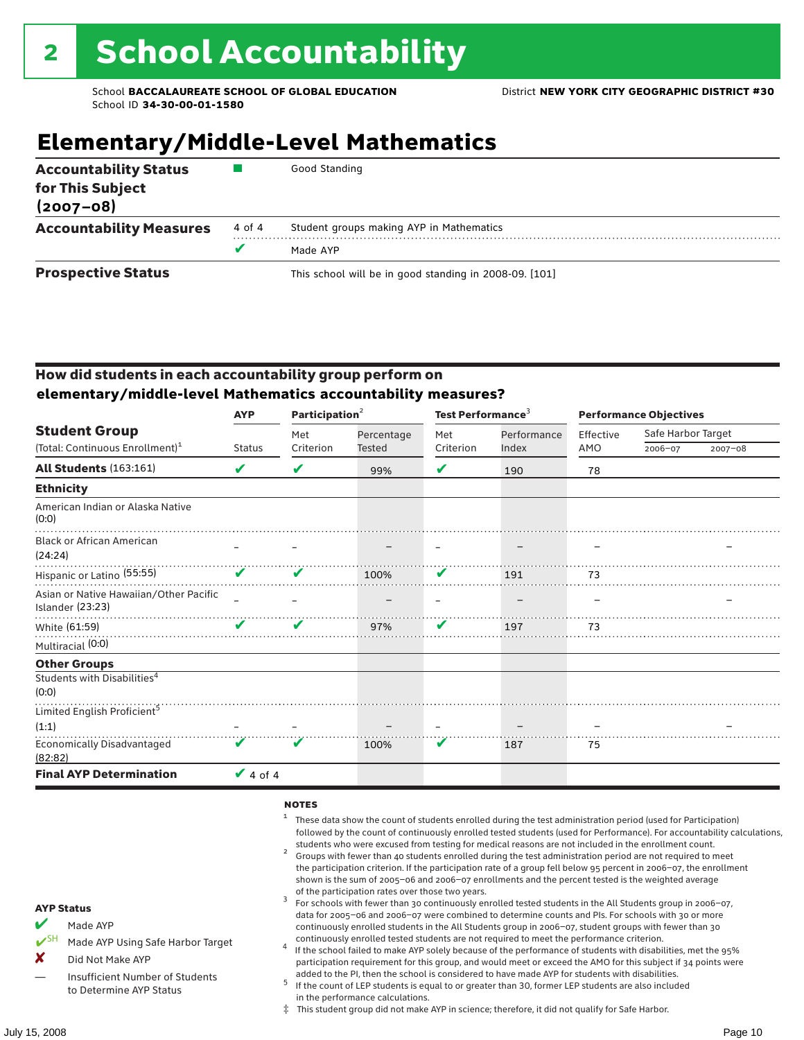# 2 School Accountability

School **BACCALAUREATE SCHOOL OF GLOBAL EDUCATION**
School ID **34-30-00-01-1580**

District **NEW YORK CITY GEOGRAPHIC DISTRICT #30**

## Elementary/Middle-Level Mathematics

| | | |
|---|---|---|
| **Accountability Status for This Subject (2007–08)** | ■ | Good Standing |
| **Accountability Measures** | 4 of 4 | Student groups making AYP in Mathematics |
| | ✔ | Made AYP |
| **Prospective Status** | | This school will be in good standing in 2008-09. [101] |

### How did students in each accountability group perform on elementary/middle-level Mathematics accountability measures?

| Student Group (Total: Continuous Enrollment)[1] | AYP Status | Participation[2] Met Criterion | Participation Percentage Tested | Test Performance[3] Met Criterion | Test Performance Index | Performance Objectives Effective AMO | Safe Harbor Target 2006–07 | Safe Harbor Target 2007–08 |
|---|---|---|---|---|---|---|---|---|
| **All Students** (163:161) | ✔ | ✔ | 99% | ✔ | 190 | 78 | | |
| **Ethnicity** | | | | | | | | |
| American Indian or Alaska Native (0:0) | | | | | | | | |
| Black or African American (24:24) | – | – | – | – | – | – | | – |
| Hispanic or Latino (55:55) | ✔ | ✔ | 100% | ✔ | 191 | 73 | | |
| Asian or Native Hawaiian/Other Pacific Islander (23:23) | – | – | – | – | – | – | | – |
| White (61:59) | ✔ | ✔ | 97% | ✔ | 197 | 73 | | |
| Multiracial (0:0) | | | | | | | | |
| **Other Groups** | | | | | | | | |
| Students with Disabilities[4] (0:0) | | | | | | | | |
| Limited English Proficient[5] (1:1) | – | – | – | – | – | – | | – |
| Economically Disadvantaged (82:82) | ✔ | ✔ | 100% | ✔ | 187 | 75 | | |
| **Final AYP Determination** | ✔ 4 of 4 | | | | | | | |

**AYP Status**

- ✔ Made AYP
- ✔SH Made AYP Using Safe Harbor Target
- ✘ Did Not Make AYP
- — Insufficient Number of Students to Determine AYP Status

**NOTES**

1. These data show the count of students enrolled during the test administration period (used for Participation) followed by the count of continuously enrolled tested students (used for Performance). For accountability calculations, students who were excused from testing for medical reasons are not included in the enrollment count.
2. Groups with fewer than 40 students enrolled during the test administration period are not required to meet the participation criterion. If the participation rate of a group fell below 95 percent in 2006–07, the enrollment shown is the sum of 2005–06 and 2006–07 enrollments and the percent tested is the weighted average of the participation rates over those two years.
3. For schools with fewer than 30 continuously enrolled tested students in the All Students group in 2006–07, data for 2005–06 and 2006–07 were combined to determine counts and PIs. For schools with 30 or more continuously enrolled students in the All Students group in 2006–07, student groups with fewer than 30 continuously enrolled tested students are not required to meet the performance criterion.
4. If the school failed to make AYP solely because of the performance of students with disabilities, met the 95% participation requirement for this group, and would meet or exceed the AMO for this subject if 34 points were added to the PI, then the school is considered to have made AYP for students with disabilities.
5. If the count of LEP students is equal to or greater than 30, former LEP students are also included in the performance calculations.

‡ This student group did not make AYP in science; therefore, it did not qualify for Safe Harbor.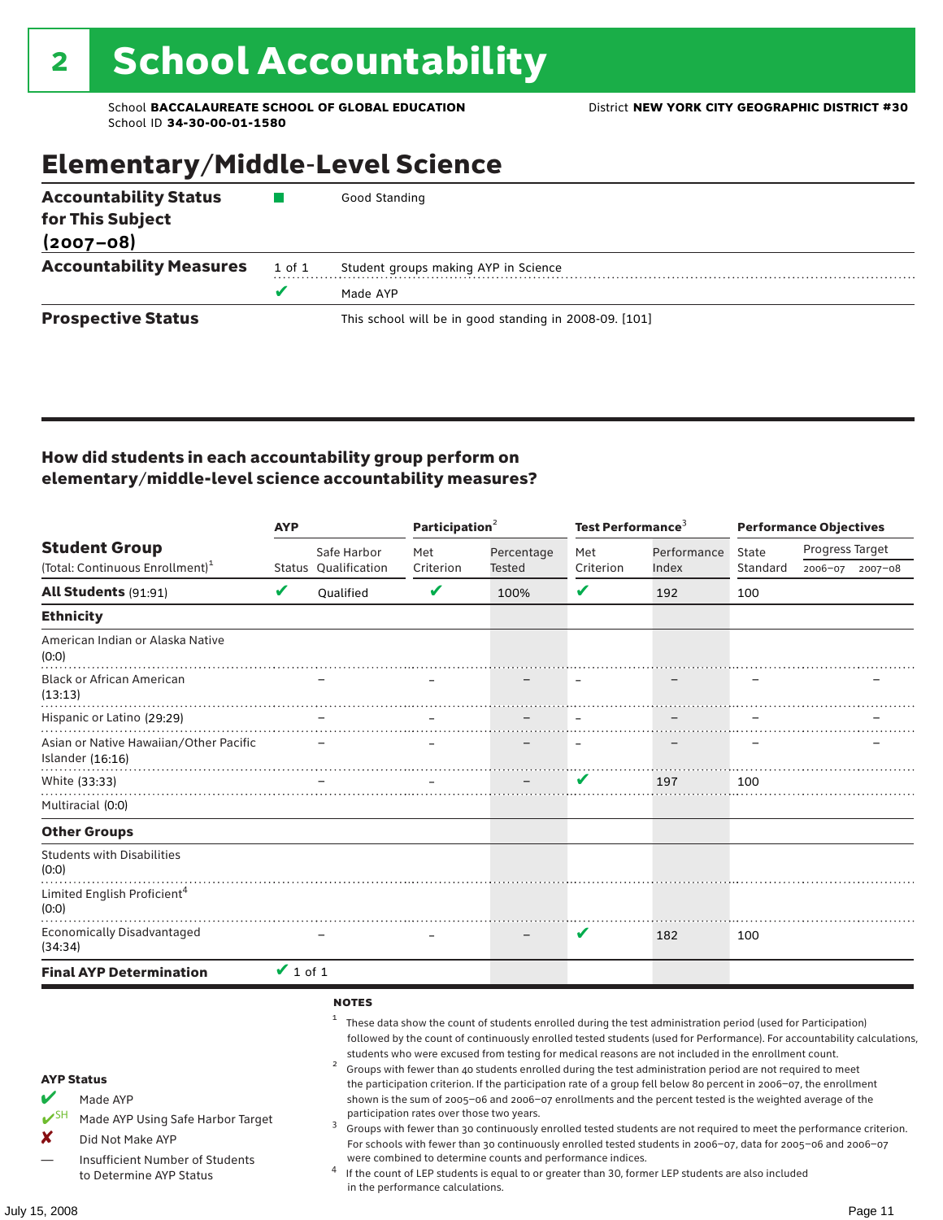# 2 School Accountability

School **BACCALAUREATE SCHOOL OF GLOBAL EDUCATION** District **NEW YORK CITY GEOGRAPHIC DISTRICT #30**
School ID **34-30-00-01-1580**

## Elementary/Middle-Level Science

| | | |
|---|---|---|
| **Accountability Status for This Subject (2007–08)** | ■ | Good Standing |
| **Accountability Measures** | 1 of 1 | Student groups making AYP in Science |
| | ✔ | Made AYP |
| **Prospective Status** | | This school will be in good standing in 2008-09. [101] |

### How did students in each accountability group perform on elementary/middle-level science accountability measures?

| Student Group (Total: Continuous Enrollment)[1] | AYP Status | AYP Safe Harbor Qualification | Participation[2] Met Criterion | Participation[2] Percentage Tested | Test Performance[3] Met Criterion | Test Performance[3] Performance Index | Performance Objectives State Standard | Progress Target 2006–07 | Progress Target 2007–08 |
|---|---|---|---|---|---|---|---|---|---|
| **All Students** (91:91) | ✔ | Qualified | ✔ | 100% | ✔ | 192 | 100 | | |
| **Ethnicity** | | | | | | | | | |
| American Indian or Alaska Native (0:0) | | | | | | | | | |
| Black or African American (13:13) | | – | – | – | – | – | – | | – |
| Hispanic or Latino (29:29) | | – | – | – | – | – | – | | – |
| Asian or Native Hawaiian/Other Pacific Islander (16:16) | | – | – | – | – | – | – | | – |
| White (33:33) | | – | – | – | ✔ | 197 | 100 | | |
| Multiracial (0:0) | | | | | | | | | |
| **Other Groups** | | | | | | | | | |
| Students with Disabilities (0:0) | | | | | | | | | |
| Limited English Proficient[4] (0:0) | | | | | | | | | |
| Economically Disadvantaged (34:34) | | – | – | – | ✔ | 182 | 100 | | |
| **Final AYP Determination** | ✔ 1 of 1 | | | | | | | | |

**AYP Status**

- ✔ Made AYP
- ✔SH Made AYP Using Safe Harbor Target
- ✘ Did Not Make AYP
- — Insufficient Number of Students to Determine AYP Status

**NOTES**

1. These data show the count of students enrolled during the test administration period (used for Participation) followed by the count of continuously enrolled tested students (used for Performance). For accountability calculations, students who were excused from testing for medical reasons are not included in the enrollment count.
2. Groups with fewer than 40 students enrolled during the test administration period are not required to meet the participation criterion. If the participation rate of a group fell below 80 percent in 2006–07, the enrollment shown is the sum of 2005–06 and 2006–07 enrollments and the percent tested is the weighted average of the participation rates over those two years.
3. Groups with fewer than 30 continuously enrolled tested students are not required to meet the performance criterion. For schools with fewer than 30 continuously enrolled tested students in 2006–07, data for 2005–06 and 2006–07 were combined to determine counts and performance indices.
4. If the count of LEP students is equal to or greater than 30, former LEP students are also included in the performance calculations.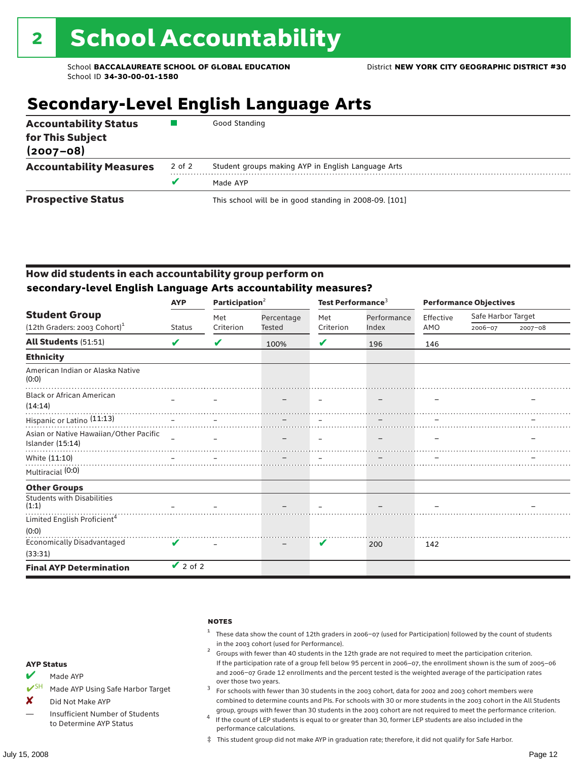# 2 School Accountability

School **BACCALAUREATE SCHOOL OF GLOBAL EDUCATION**
School ID **34-30-00-01-1580**

District **NEW YORK CITY GEOGRAPHIC DISTRICT #30**

## Secondary-Level English Language Arts

| | | |
|---|---|---|
| **Accountability Status for This Subject (2007–08)** | ■ | Good Standing |
| **Accountability Measures** | 2 of 2 | Student groups making AYP in English Language Arts |
| | ✔ | Made AYP |
| **Prospective Status** | | This school will be in good standing in 2008-09. [101] |

### How did students in each accountability group perform on secondary-level English Language Arts accountability measures?

| Student Group (12th Graders: 2003 Cohort)[1] | AYP | Participation[2] | | Test Performance[3] | | Performance Objectives | | |
|---|---|---|---|---|---|---|---|---|
| | Status | Met Criterion | Percentage Tested | Met Criterion | Performance Index | Effective AMO | Safe Harbor Target 2006–07 | Safe Harbor Target 2007–08 |
| **All Students** (51:51) | ✔ | ✔ | 100% | ✔ | 196 | 146 | | |
| **Ethnicity** | | | | | | | | |
| American Indian or Alaska Native (0:0) | | | | | | | | |
| Black or African American (14:14) | – | – | – | – | – | – | | – |
| Hispanic or Latino (11:13) | – | – | – | – | – | – | | – |
| Asian or Native Hawaiian/Other Pacific Islander (15:14) | – | – | – | – | – | – | | – |
| White (11:10) | – | – | – | – | – | – | | – |
| Multiracial (0:0) | | | | | | | | |
| **Other Groups** | | | | | | | | |
| Students with Disabilities (1:1) | – | – | – | – | – | – | | – |
| Limited English Proficient[4] (0:0) | | | | | | | | |
| Economically Disadvantaged (33:31) | ✔ | – | – | ✔ | 200 | 142 | | |
| **Final AYP Determination** | ✔ 2 of 2 | | | | | | | |

**AYP Status**

- ✔ Made AYP
- ✔SH Made AYP Using Safe Harbor Target
- ✘ Did Not Make AYP
- — Insufficient Number of Students to Determine AYP Status

**NOTES**

1. These data show the count of 12th graders in 2006–07 (used for Participation) followed by the count of students in the 2003 cohort (used for Performance).
2. Groups with fewer than 40 students in the 12th grade are not required to meet the participation criterion. If the participation rate of a group fell below 95 percent in 2006–07, the enrollment shown is the sum of 2005–06 and 2006–07 Grade 12 enrollments and the percent tested is the weighted average of the participation rates over those two years.
3. For schools with fewer than 30 students in the 2003 cohort, data for 2002 and 2003 cohort members were combined to determine counts and PIs. For schools with 30 or more students in the 2003 cohort in the All Students group, groups with fewer than 30 students in the 2003 cohort are not required to meet the performance criterion.
4. If the count of LEP students is equal to or greater than 30, former LEP students are also included in the performance calculations.

‡ This student group did not make AYP in graduation rate; therefore, it did not qualify for Safe Harbor.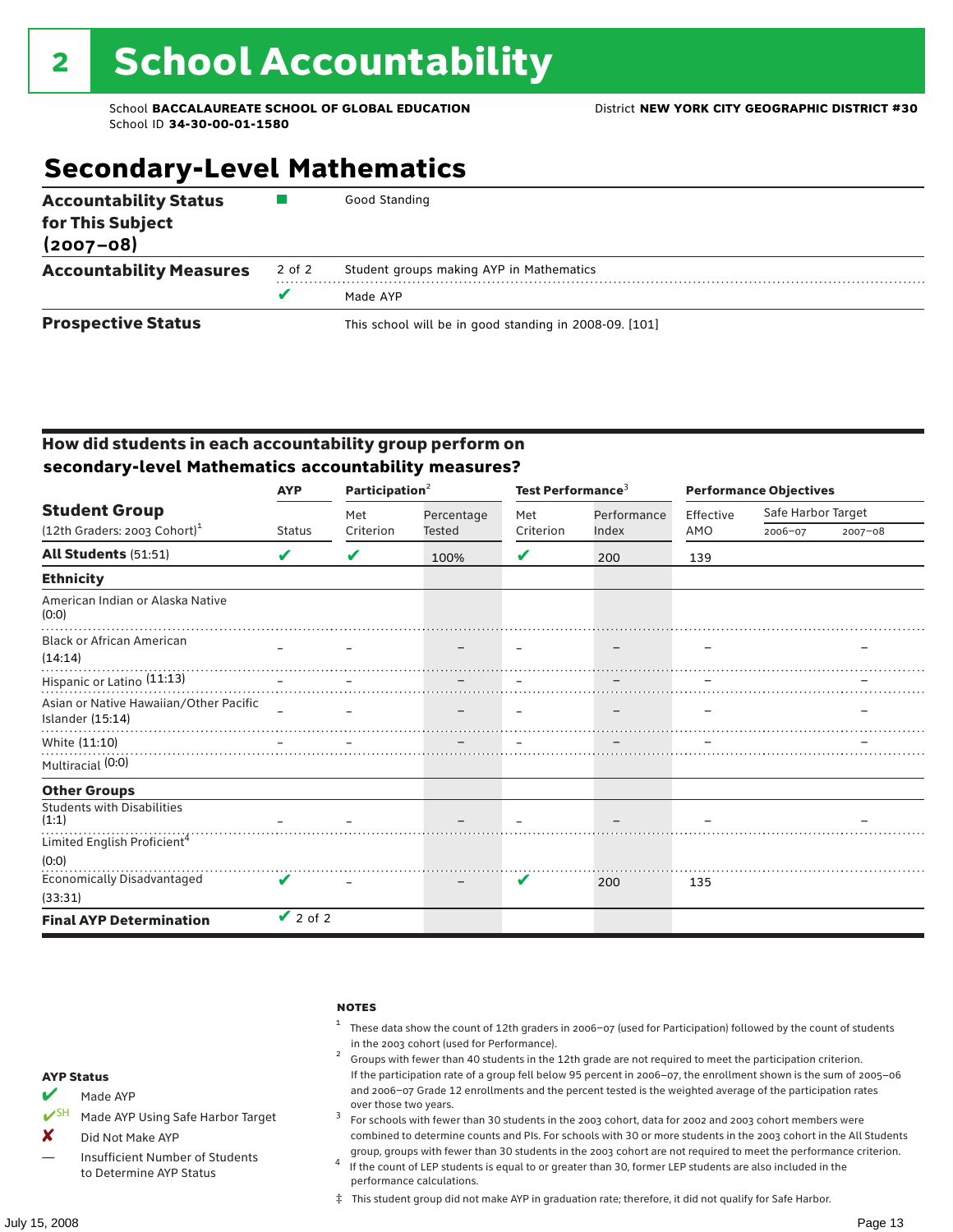# 2 School Accountability

School **BACCALAUREATE SCHOOL OF GLOBAL EDUCATION**
School ID **34-30-00-01-1580**

District **NEW YORK CITY GEOGRAPHIC DISTRICT #30**

## Secondary-Level Mathematics

| | | |
|---|---|---|
| **Accountability Status for This Subject (2007–08)** | ■ | Good Standing |
| **Accountability Measures** | 2 of 2 | Student groups making AYP in Mathematics |
| | ✔ | Made AYP |
| **Prospective Status** | | This school will be in good standing in 2008-09. [101] |

### How did students in each accountability group perform on secondary-level Mathematics accountability measures?

| Student Group (12th Graders: 2003 Cohort)[1] | AYP | Participation[2] | | Test Performance[3] | | Performance Objectives | | |
|---|---|---|---|---|---|---|---|---|
| | Status | Met Criterion | Percentage Tested | Met Criterion | Performance Index | Effective AMO | Safe Harbor Target 2006–07 | Safe Harbor Target 2007–08 |
| **All Students** (51:51) | ✔ | ✔ | 100% | ✔ | 200 | 139 | | |
| **Ethnicity** | | | | | | | | |
| American Indian or Alaska Native (0:0) | | | | | | | | |
| Black or African American (14:14) | – | – | – | – | – | – | | – |
| Hispanic or Latino (11:13) | – | – | – | – | – | – | | – |
| Asian or Native Hawaiian/Other Pacific Islander (15:14) | – | – | – | – | – | – | | – |
| White (11:10) | – | – | – | – | – | – | | – |
| Multiracial (0:0) | | | | | | | | |
| **Other Groups** | | | | | | | | |
| Students with Disabilities (1:1) | – | – | – | – | – | – | | – |
| Limited English Proficient[4] (0:0) | | | | | | | | |
| Economically Disadvantaged (33:31) | ✔ | – | – | ✔ | 200 | 135 | | |
| **Final AYP Determination** | ✔ 2 of 2 | | | | | | | |

**AYP Status**

- ✔ Made AYP
- ✔SH Made AYP Using Safe Harbor Target
- ✘ Did Not Make AYP
- — Insufficient Number of Students to Determine AYP Status

**NOTES**

1. These data show the count of 12th graders in 2006–07 (used for Participation) followed by the count of students in the 2003 cohort (used for Performance).
2. Groups with fewer than 40 students in the 12th grade are not required to meet the participation criterion. If the participation rate of a group fell below 95 percent in 2006–07, the enrollment shown is the sum of 2005–06 and 2006–07 Grade 12 enrollments and the percent tested is the weighted average of the participation rates over those two years.
3. For schools with fewer than 30 students in the 2003 cohort, data for 2002 and 2003 cohort members were combined to determine counts and PIs. For schools with 30 or more students in the 2003 cohort in the All Students group, groups with fewer than 30 students in the 2003 cohort are not required to meet the performance criterion.
4. If the count of LEP students is equal to or greater than 30, former LEP students are also included in the performance calculations.

‡ This student group did not make AYP in graduation rate; therefore, it did not qualify for Safe Harbor.

July 15, 2008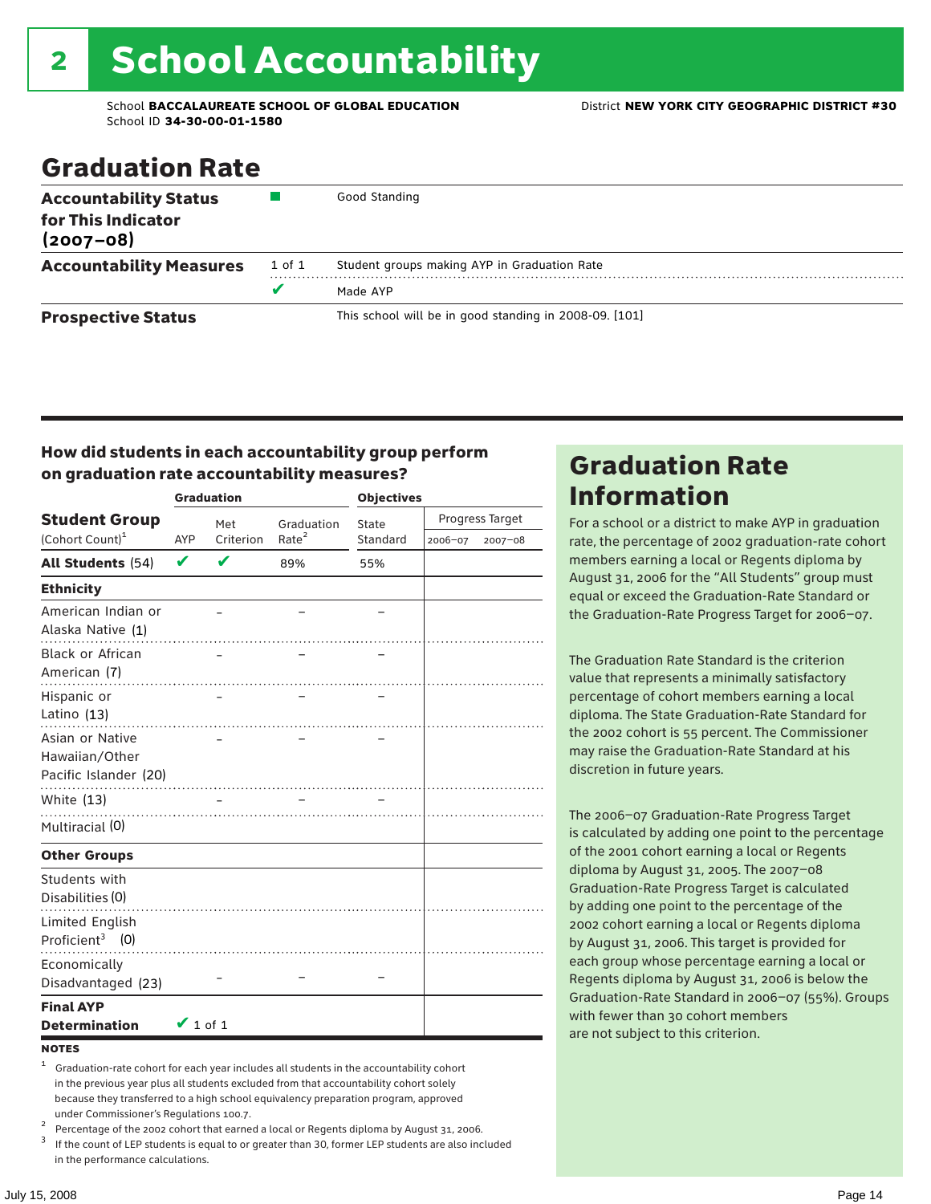# 2 School Accountability

School **BACCALAUREATE SCHOOL OF GLOBAL EDUCATION**
School ID **34-30-00-01-1580**
District **NEW YORK CITY GEOGRAPHIC DISTRICT #30**

## Graduation Rate

| | | |
|---|---|---|
| **Accountability Status for This Indicator (2007–08)** | ■ | Good Standing |
| **Accountability Measures** | 1 of 1 | Student groups making AYP in Graduation Rate |
| | ✔ | Made AYP |
| **Prospective Status** | | This school will be in good standing in 2008-09. [101] |

### How did students in each accountability group perform on graduation rate accountability measures?

| Student Group (Cohort Count)[1] | Graduation | | | Objectives | | |
|---|---|---|---|---|---|---|
| | AYP | Met Criterion | Graduation Rate[2] | State Standard | Progress Target 2006–07 | Progress Target 2007–08 |
| **All Students** (54) | ✔ | ✔ | 89% | 55% | | |
| **Ethnicity** | | | | | | |
| American Indian or Alaska Native (1) | | – | – | – | | |
| Black or African American (7) | | – | – | – | | |
| Hispanic or Latino (13) | | – | – | – | | |
| Asian or Native Hawaiian/Other Pacific Islander (20) | | – | – | – | | |
| White (13) | | – | – | – | | |
| Multiracial (0) | | | | | | |
| **Other Groups** | | | | | | |
| Students with Disabilities (0) | | | | | | |
| Limited English Proficient[3] (0) | | | | | | |
| Economically Disadvantaged (23) | | – | – | – | | |
| **Final AYP Determination** | ✔ 1 of 1 | | | | | |

**NOTES**

[1] Graduation-rate cohort for each year includes all students in the accountability cohort in the previous year plus all students excluded from that accountability cohort solely because they transferred to a high school equivalency preparation program, approved under Commissioner's Regulations 100.7.

[2] Percentage of the 2002 cohort that earned a local or Regents diploma by August 31, 2006.

[3] If the count of LEP students is equal to or greater than 30, former LEP students are also included in the performance calculations.

## Graduation Rate Information

For a school or a district to make AYP in graduation rate, the percentage of 2002 graduation-rate cohort members earning a local or Regents diploma by August 31, 2006 for the "All Students" group must equal or exceed the Graduation-Rate Standard or the Graduation-Rate Progress Target for 2006–07.

The Graduation Rate Standard is the criterion value that represents a minimally satisfactory percentage of cohort members earning a local diploma. The State Graduation-Rate Standard for the 2002 cohort is 55 percent. The Commissioner may raise the Graduation-Rate Standard at his discretion in future years.

The 2006–07 Graduation-Rate Progress Target is calculated by adding one point to the percentage of the 2001 cohort earning a local or Regents diploma by August 31, 2005. The 2007–08 Graduation-Rate Progress Target is calculated by adding one point to the percentage of the 2002 cohort earning a local or Regents diploma by August 31, 2006. This target is provided for each group whose percentage earning a local or Regents diploma by August 31, 2006 is below the Graduation-Rate Standard in 2006–07 (55%). Groups with fewer than 30 cohort members are not subject to this criterion.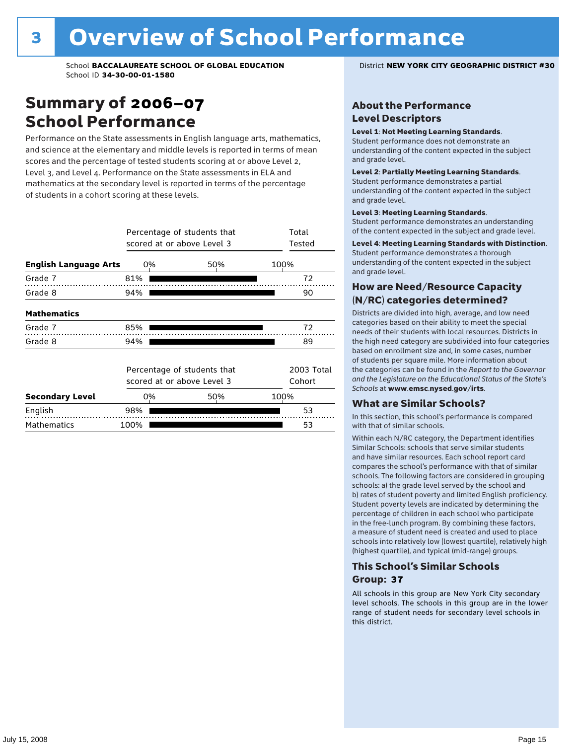# 3 Overview of School Performance

School **BACCALAUREATE SCHOOL OF GLOBAL EDUCATION**
School ID **34-30-00-01-1580**

District **NEW YORK CITY GEOGRAPHIC DISTRICT #30**

## Summary of 2006–07 School Performance

Performance on the State assessments in English language arts, mathematics, and science at the elementary and middle levels is reported in terms of mean scores and the percentage of tested students scoring at or above Level 2, Level 3, and Level 4. Performance on the State assessments in ELA and mathematics at the secondary level is reported in terms of the percentage of students in a cohort scoring at these levels.

| | Percentage of students that scored at or above Level 3 | Total Tested |
|---|---|---|
| **English Language Arts** | | |
| Grade 7 | 81% | 72 |
| Grade 8 | 94% | 90 |
| **Mathematics** | | |
| Grade 7 | 85% | 72 |
| Grade 8 | 94% | 89 |

| | Percentage of students that scored at or above Level 3 | 2003 Total Cohort |
|---|---|---|
| **Secondary Level** | | |
| English | 98% | 53 |
| Mathematics | 100% | 53 |

### About the Performance Level Descriptors

**Level 1**: **Not Meeting Learning Standards**. Student performance does not demonstrate an understanding of the content expected in the subject and grade level.

**Level 2**: **Partially Meeting Learning Standards**. Student performance demonstrates a partial understanding of the content expected in the subject and grade level.

**Level 3**: **Meeting Learning Standards**. Student performance demonstrates an understanding of the content expected in the subject and grade level.

**Level 4**: **Meeting Learning Standards with Distinction**. Student performance demonstrates a thorough understanding of the content expected in the subject and grade level.

### How are Need/Resource Capacity (N/RC) categories determined?

Districts are divided into high, average, and low need categories based on their ability to meet the special needs of their students with local resources. Districts in the high need category are subdivided into four categories based on enrollment size and, in some cases, number of students per square mile. More information about the categories can be found in the *Report to the Governor and the Legislature on the Educational Status of the State's Schools* at **www.emsc.nysed.gov/irts**.

### What are Similar Schools?

In this section, this school's performance is compared with that of similar schools.

Within each N/RC category, the Department identifies Similar Schools: schools that serve similar students and have similar resources. Each school report card compares the school's performance with that of similar schools. The following factors are considered in grouping schools: a) the grade level served by the school and b) rates of student poverty and limited English proficiency. Student poverty levels are indicated by determining the percentage of children in each school who participate in the free-lunch program. By combining these factors, a measure of student need is created and used to place schools into relatively low (lowest quartile), relatively high (highest quartile), and typical (mid-range) groups.

### This School's Similar Schools Group: 37

All schools in this group are New York City secondary level schools. The schools in this group are in the lower range of student needs for secondary level schools in this district.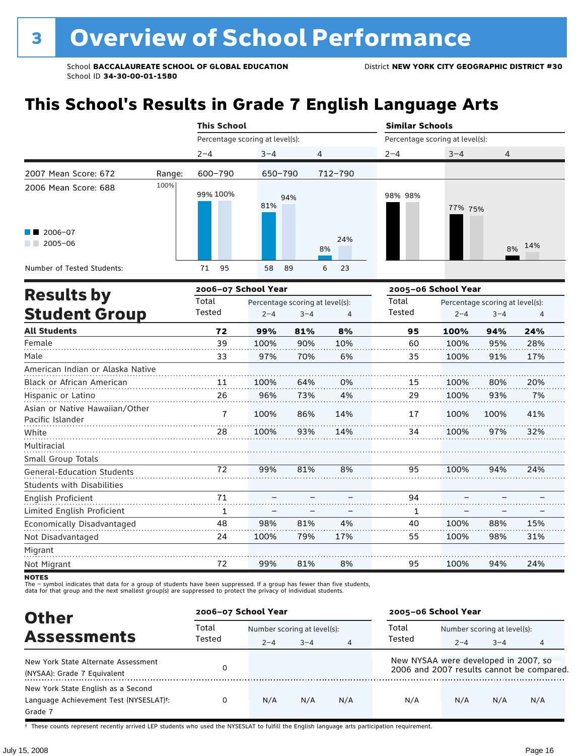# 3 Overview of School Performance

School **BACCALAUREATE SCHOOL OF GLOBAL EDUCATION**
School ID **34-30-00-01-1580**
District **NEW YORK CITY GEOGRAPHIC DISTRICT #30**

## This School's Results in Grade 7 English Language Arts

| | | This School | | | Similar Schools | | |
|---|---|---|---|---|---|---|---|
| | | Percentage scoring at level(s): | | | Percentage scoring at level(s): | | |
| | | 2–4 | 3–4 | 4 | 2–4 | 3–4 | 4 |
| 2007 Mean Score: 672 | Range: | 600–790 | 650–790 | 712–790 | | | |
| 2006 Mean Score: 688 | | | | | | | |
| 2006–07 | | 99% | 81% | 8% | 98% | 77% | 8% |
| 2005–06 | | 100% | 94% | 24% | 98% | 75% | 14% |
| Number of Tested Students: 2006–07 | | 71 | 58 | 6 | | | |
| Number of Tested Students: 2005–06 | | 95 | 89 | 23 | | | |

## Results by Student Group

| | 2006–07 School Year | | | | 2005–06 School Year | | | |
|---|---|---|---|---|---|---|---|---|
| | Total Tested | Percentage scoring at level(s): 2–4 | 3–4 | 4 | Total Tested | Percentage scoring at level(s): 2–4 | 3–4 | 4 |
| **All Students** | **72** | **99%** | **81%** | **8%** | **95** | **100%** | **94%** | **24%** |
| Female | 39 | 100% | 90% | 10% | 60 | 100% | 95% | 28% |
| Male | 33 | 97% | 70% | 6% | 35 | 100% | 91% | 17% |
| American Indian or Alaska Native | | | | | | | | |
| Black or African American | 11 | 100% | 64% | 0% | 15 | 100% | 80% | 20% |
| Hispanic or Latino | 26 | 96% | 73% | 4% | 29 | 100% | 93% | 7% |
| Asian or Native Hawaiian/Other Pacific Islander | 7 | 100% | 86% | 14% | 17 | 100% | 100% | 41% |
| White | 28 | 100% | 93% | 14% | 34 | 100% | 97% | 32% |
| Multiracial | | | | | | | | |
| Small Group Totals | | | | | | | | |
| General-Education Students | 72 | 99% | 81% | 8% | 95 | 100% | 94% | 24% |
| Students with Disabilities | | | | | | | | |
| English Proficient | 71 | – | – | – | 94 | – | – | – |
| Limited English Proficient | 1 | – | – | – | 1 | – | – | – |
| Economically Disadvantaged | 48 | 98% | 81% | 4% | 40 | 100% | 88% | 15% |
| Not Disadvantaged | 24 | 100% | 79% | 17% | 55 | 100% | 98% | 31% |
| Migrant | | | | | | | | |
| Not Migrant | 72 | 99% | 81% | 8% | 95 | 100% | 94% | 24% |

**NOTES**
The – symbol indicates that data for a group of students have been suppressed. If a group has fewer than five students, data for that group and the next smallest group(s) are suppressed to protect the privacy of individual students.

## Other Assessments

| | 2006–07 School Year | | | | 2005–06 School Year | | | |
|---|---|---|---|---|---|---|---|---|
| | Total Tested | Number scoring at level(s): 2–4 | 3–4 | 4 | Total Tested | Number scoring at level(s): 2–4 | 3–4 | 4 |
| New York State Alternate Assessment (NYSAA): Grade 7 Equivalent | 0 | | | | New NYSAA were developed in 2007, so 2006 and 2007 results cannot be compared. | | | |
| New York State English as a Second Language Achievement Test (NYSESLAT)†: Grade 7 | 0 | N/A | N/A | N/A | N/A | N/A | N/A | N/A |

† These counts represent recently arrived LEP students who used the NYSESLAT to fulfill the English language arts participation requirement.

July 15, 2008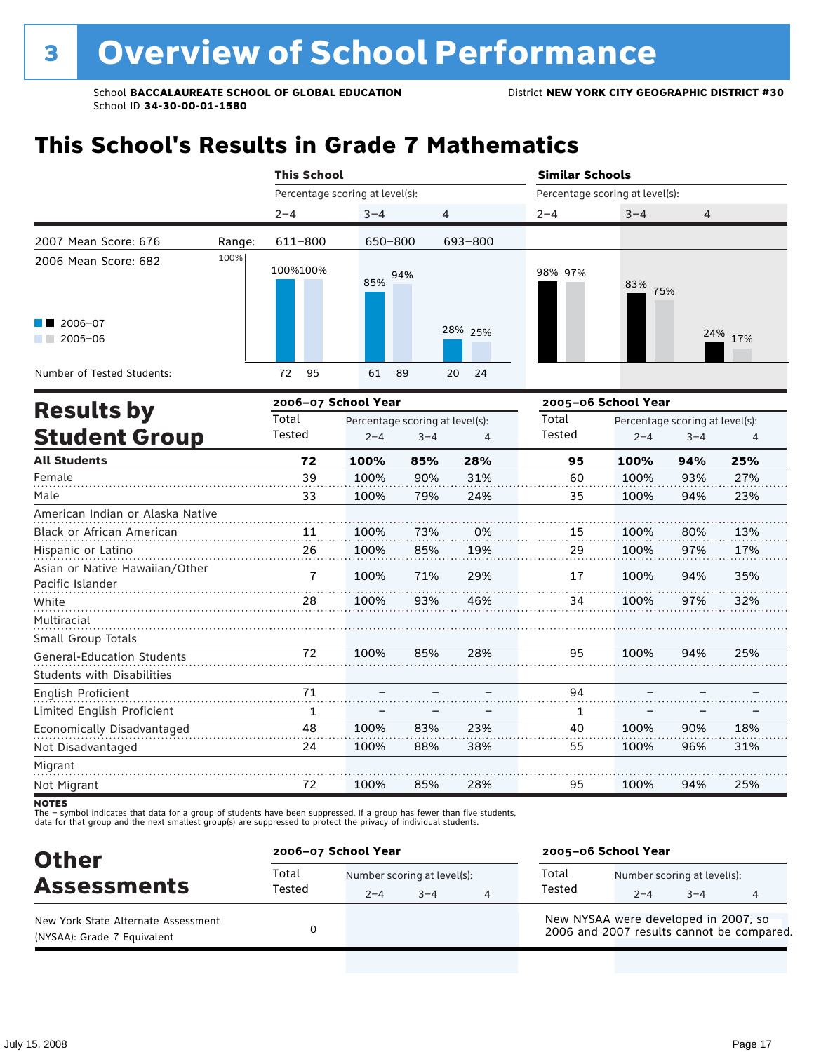# 3 Overview of School Performance

School **BACCALAUREATE SCHOOL OF GLOBAL EDUCATION**
School ID **34-30-00-01-1580**

District **NEW YORK CITY GEOGRAPHIC DISTRICT #30**

## This School's Results in Grade 7 Mathematics

| | | This School | | | Similar Schools | | |
|---|---|---|---|---|---|---|---|
| | | Percentage scoring at level(s): | | | Percentage scoring at level(s): | | |
| | | 2–4 | 3–4 | 4 | 2–4 | 3–4 | 4 |
| 2007 Mean Score: 676 | Range: | 611–800 | 650–800 | 693–800 | | | |
| 2006 Mean Score: 682 | | | | | | | |
| 2006–07 | | 100% | 85% | 28% | 98% | 83% | 24% |
| 2005–06 | | 100% | 94% | 25% | 97% | 75% | 17% |
| Number of Tested Students: 2006–07 | | 72 | 61 | 20 | | | |
| Number of Tested Students: 2005–06 | | 95 | 89 | 24 | | | |

## Results by Student Group

| | 2006–07 School Year | | | | 2005–06 School Year | | | |
|---|---|---|---|---|---|---|---|---|
| | Total Tested | Percentage scoring at level(s): 2–4 | 3–4 | 4 | Total Tested | Percentage scoring at level(s): 2–4 | 3–4 | 4 |
| **All Students** | **72** | **100%** | **85%** | **28%** | **95** | **100%** | **94%** | **25%** |
| Female | 39 | 100% | 90% | 31% | 60 | 100% | 93% | 27% |
| Male | 33 | 100% | 79% | 24% | 35 | 100% | 94% | 23% |
| American Indian or Alaska Native | | | | | | | | |
| Black or African American | 11 | 100% | 73% | 0% | 15 | 100% | 80% | 13% |
| Hispanic or Latino | 26 | 100% | 85% | 19% | 29 | 100% | 97% | 17% |
| Asian or Native Hawaiian/Other Pacific Islander | 7 | 100% | 71% | 29% | 17 | 100% | 94% | 35% |
| White | 28 | 100% | 93% | 46% | 34 | 100% | 97% | 32% |
| Multiracial | | | | | | | | |
| Small Group Totals | | | | | | | | |
| General-Education Students | 72 | 100% | 85% | 28% | 95 | 100% | 94% | 25% |
| Students with Disabilities | | | | | | | | |
| English Proficient | 71 | – | – | – | 94 | – | – | – |
| Limited English Proficient | 1 | – | – | – | 1 | – | – | – |
| Economically Disadvantaged | 48 | 100% | 83% | 23% | 40 | 100% | 90% | 18% |
| Not Disadvantaged | 24 | 100% | 88% | 38% | 55 | 100% | 96% | 31% |
| Migrant | | | | | | | | |
| Not Migrant | 72 | 100% | 85% | 28% | 95 | 100% | 94% | 25% |

**NOTES**
The – symbol indicates that data for a group of students have been suppressed. If a group has fewer than five students, data for that group and the next smallest group(s) are suppressed to protect the privacy of individual students.

## Other Assessments

| | 2006–07 School Year | | | | 2005–06 School Year | | | |
|---|---|---|---|---|---|---|---|---|
| | Total Tested | Number scoring at level(s): 2–4 | 3–4 | 4 | Total Tested | Number scoring at level(s): 2–4 | 3–4 | 4 |
| New York State Alternate Assessment (NYSAA): Grade 7 Equivalent | 0 | | | | New NYSAA were developed in 2007, so 2006 and 2007 results cannot be compared. | | | |

July 15, 2008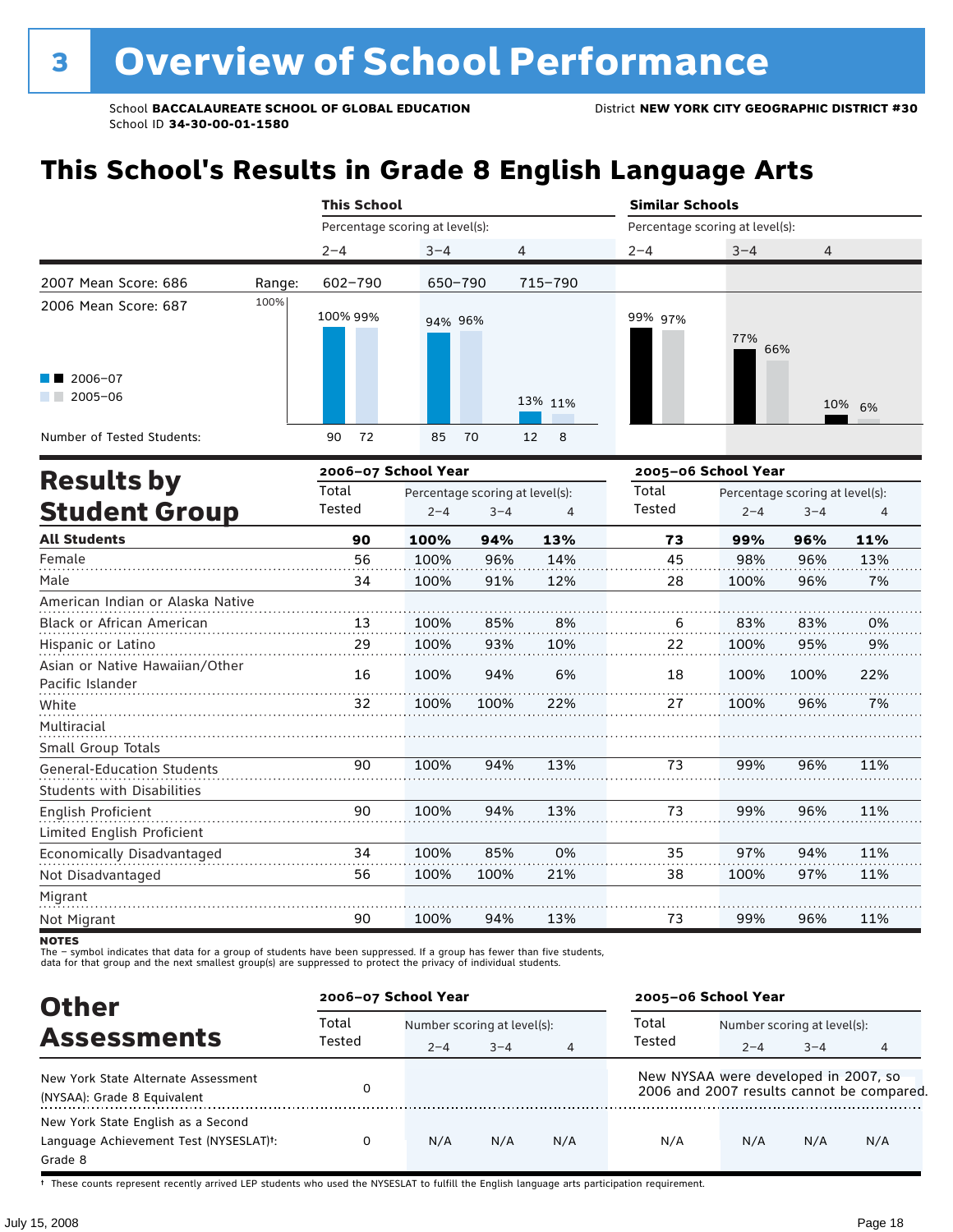# 3 Overview of School Performance

School **BACCALAUREATE SCHOOL OF GLOBAL EDUCATION** District **NEW YORK CITY GEOGRAPHIC DISTRICT #30**
School ID **34-30-00-01-1580**

## This School's Results in Grade 8 English Language Arts

| | This School | | | Similar Schools | | |
|---|---|---|---|---|---|---|
| | Percentage scoring at level(s): | | | Percentage scoring at level(s): | | |
| | 2–4 | 3–4 | 4 | 2–4 | 3–4 | 4 |
| 2007 Mean Score: 686 — Range: | 602–790 | 650–790 | 715–790 | | | |
| 2006 Mean Score: 687 | | | | | | |
| 2006–07 | 100% | 94% | 13% | 99% | 77% | 10% |
| 2005–06 | 99% | 96% | 11% | 97% | 66% | 6% |
| Number of Tested Students: 2006–07 | 90 | 85 | 12 | | | |
| Number of Tested Students: 2005–06 | 72 | 70 | 8 | | | |

## Results by Student Group

| | 2006–07 School Year | | | | 2005–06 School Year | | | |
|---|---|---|---|---|---|---|---|---|
| | Total Tested | Percentage scoring at level(s): 2–4 | 3–4 | 4 | Total Tested | Percentage scoring at level(s): 2–4 | 3–4 | 4 |
| **All Students** | **90** | **100%** | **94%** | **13%** | **73** | **99%** | **96%** | **11%** |
| Female | 56 | 100% | 96% | 14% | 45 | 98% | 96% | 13% |
| Male | 34 | 100% | 91% | 12% | 28 | 100% | 96% | 7% |
| American Indian or Alaska Native | | | | | | | | |
| Black or African American | 13 | 100% | 85% | 8% | 6 | 83% | 83% | 0% |
| Hispanic or Latino | 29 | 100% | 93% | 10% | 22 | 100% | 95% | 9% |
| Asian or Native Hawaiian/Other Pacific Islander | 16 | 100% | 94% | 6% | 18 | 100% | 100% | 22% |
| White | 32 | 100% | 100% | 22% | 27 | 100% | 96% | 7% |
| Multiracial | | | | | | | | |
| Small Group Totals | | | | | | | | |
| General-Education Students | 90 | 100% | 94% | 13% | 73 | 99% | 96% | 11% |
| Students with Disabilities | | | | | | | | |
| English Proficient | 90 | 100% | 94% | 13% | 73 | 99% | 96% | 11% |
| Limited English Proficient | | | | | | | | |
| Economically Disadvantaged | 34 | 100% | 85% | 0% | 35 | 97% | 94% | 11% |
| Not Disadvantaged | 56 | 100% | 100% | 21% | 38 | 100% | 97% | 11% |
| Migrant | | | | | | | | |
| Not Migrant | 90 | 100% | 94% | 13% | 73 | 99% | 96% | 11% |

**NOTES**
The – symbol indicates that data for a group of students have been suppressed. If a group has fewer than five students, data for that group and the next smallest group(s) are suppressed to protect the privacy of individual students.

## Other Assessments

| | 2006–07 School Year | | | | 2005–06 School Year | | | |
|---|---|---|---|---|---|---|---|---|
| | Total Tested | Number scoring at level(s): 2–4 | 3–4 | 4 | Total Tested | Number scoring at level(s): 2–4 | 3–4 | 4 |
| New York State Alternate Assessment (NYSAA): Grade 8 Equivalent | 0 | | | | New NYSAA were developed in 2007, so 2006 and 2007 results cannot be compared. | | | |
| New York State English as a Second Language Achievement Test (NYSESLAT)†: Grade 8 | 0 | N/A | N/A | N/A | N/A | N/A | N/A | N/A |

† These counts represent recently arrived LEP students who used the NYSESLAT to fulfill the English language arts participation requirement.

July 15, 2008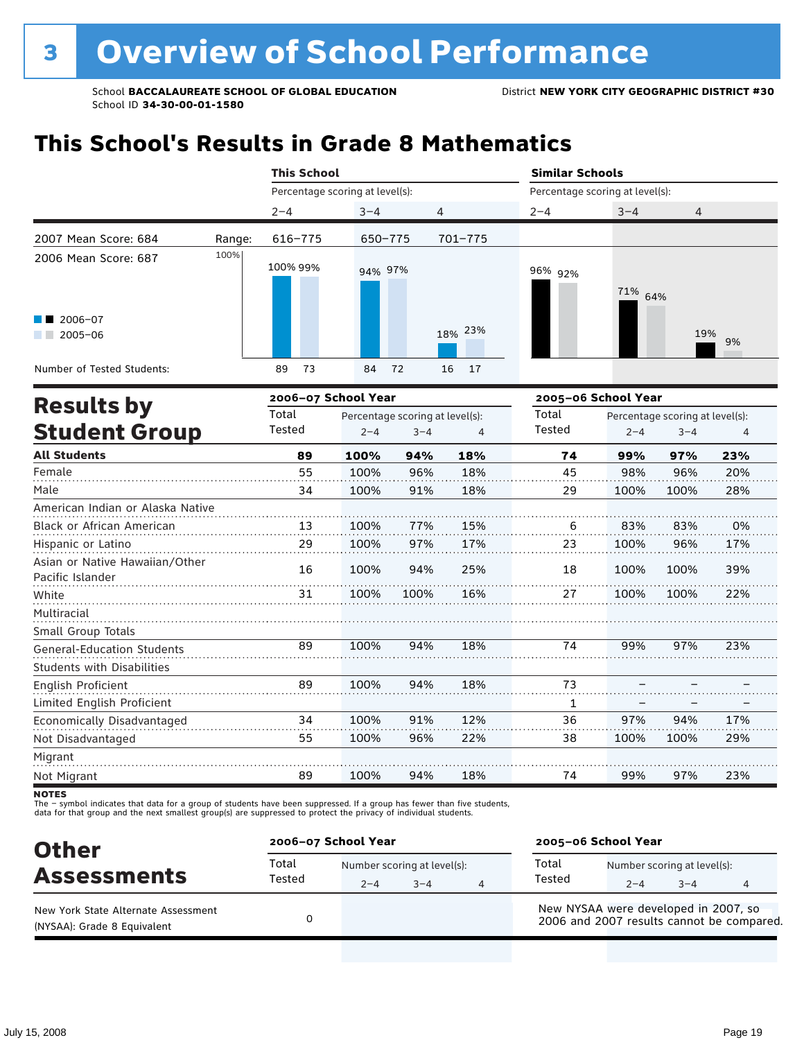# 3 Overview of School Performance

School **BACCALAUREATE SCHOOL OF GLOBAL EDUCATION** District **NEW YORK CITY GEOGRAPHIC DISTRICT #30**
School ID **34-30-00-01-1580**

## This School's Results in Grade 8 Mathematics

| | | This School | | | Similar Schools | | |
|---|---|---|---|---|---|---|---|
| | | Percentage scoring at level(s): | | | Percentage scoring at level(s): | | |
| | | 2–4 | 3–4 | 4 | 2–4 | 3–4 | 4 |
| 2007 Mean Score: 684 | Range: | 616–775 | 650–775 | 701–775 | | | |
| 2006 Mean Score: 687 | | | | | | | |
| 2006–07 | | 100% | 94% | 18% | 96% | 71% | 19% |
| 2005–06 | | 99% | 97% | 23% | 92% | 64% | 9% |
| Number of Tested Students: 2006–07 | | 89 | 84 | 16 | | | |
| Number of Tested Students: 2005–06 | | 73 | 72 | 17 | | | |

## Results by Student Group

| | 2006–07 School Year | | | | 2005–06 School Year | | | |
|---|---|---|---|---|---|---|---|---|
| | Total Tested | Percentage scoring at level(s): 2–4 | 3–4 | 4 | Total Tested | Percentage scoring at level(s): 2–4 | 3–4 | 4 |
| **All Students** | **89** | **100%** | **94%** | **18%** | **74** | **99%** | **97%** | **23%** |
| Female | 55 | 100% | 96% | 18% | 45 | 98% | 96% | 20% |
| Male | 34 | 100% | 91% | 18% | 29 | 100% | 100% | 28% |
| American Indian or Alaska Native | | | | | | | | |
| Black or African American | 13 | 100% | 77% | 15% | 6 | 83% | 83% | 0% |
| Hispanic or Latino | 29 | 100% | 97% | 17% | 23 | 100% | 96% | 17% |
| Asian or Native Hawaiian/Other Pacific Islander | 16 | 100% | 94% | 25% | 18 | 100% | 100% | 39% |
| White | 31 | 100% | 100% | 16% | 27 | 100% | 100% | 22% |
| Multiracial | | | | | | | | |
| Small Group Totals | | | | | | | | |
| General-Education Students | 89 | 100% | 94% | 18% | 74 | 99% | 97% | 23% |
| Students with Disabilities | | | | | | | | |
| English Proficient | 89 | 100% | 94% | 18% | 73 | – | – | – |
| Limited English Proficient | | | | | 1 | – | – | – |
| Economically Disadvantaged | 34 | 100% | 91% | 12% | 36 | 97% | 94% | 17% |
| Not Disadvantaged | 55 | 100% | 96% | 22% | 38 | 100% | 100% | 29% |
| Migrant | | | | | | | | |
| Not Migrant | 89 | 100% | 94% | 18% | 74 | 99% | 97% | 23% |

**NOTES**
The – symbol indicates that data for a group of students have been suppressed. If a group has fewer than five students, data for that group and the next smallest group(s) are suppressed to protect the privacy of individual students.

## Other Assessments

| | 2006–07 School Year | | | | 2005–06 School Year | | | |
|---|---|---|---|---|---|---|---|---|
| | Total Tested | Number scoring at level(s): 2–4 | 3–4 | 4 | Total Tested | Number scoring at level(s): 2–4 | 3–4 | 4 |
| New York State Alternate Assessment (NYSAA): Grade 8 Equivalent | 0 | | | | New NYSAA were developed in 2007, so 2006 and 2007 results cannot be compared. | | | |

July 15, 2008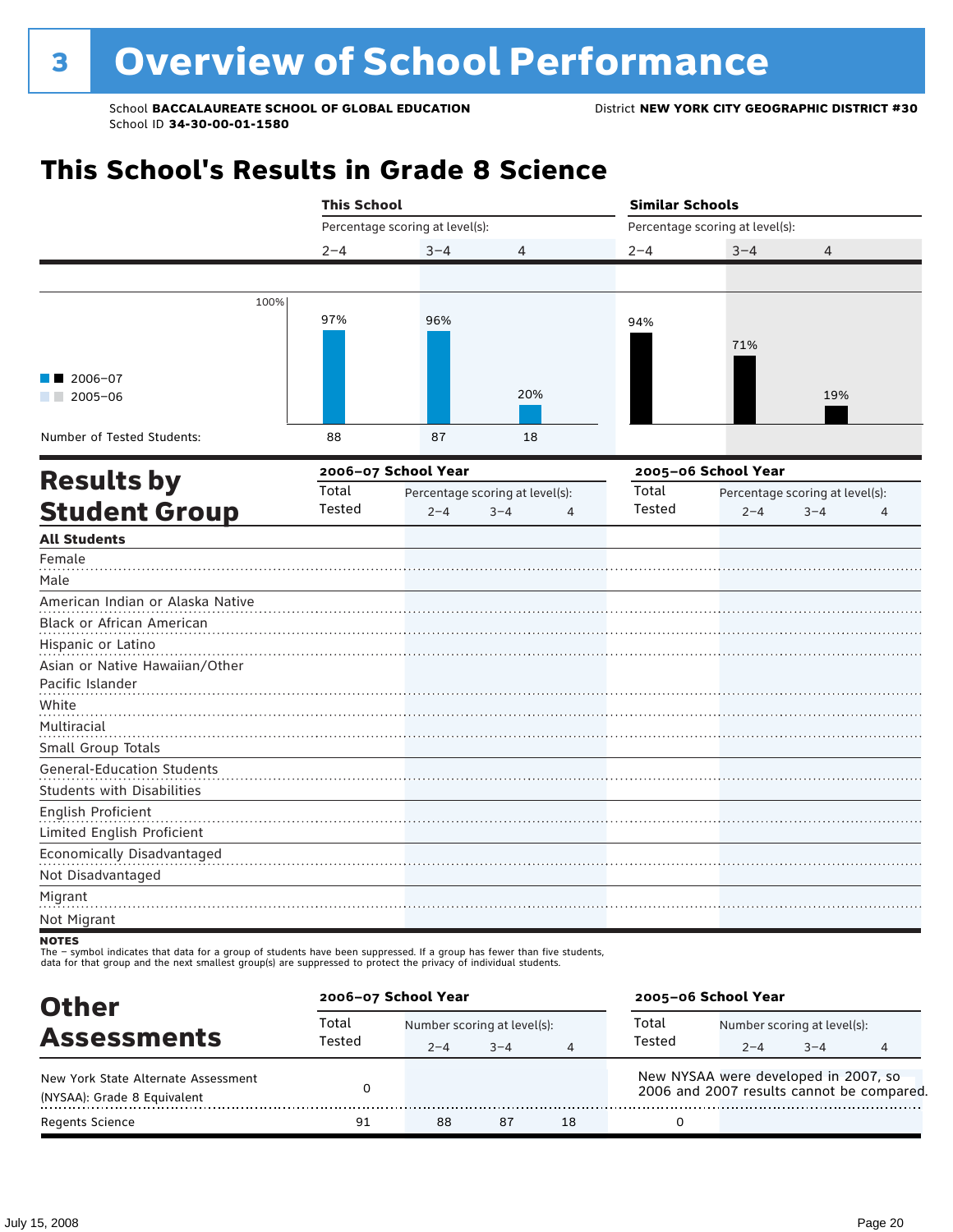# 3 Overview of School Performance

School **BACCALAUREATE SCHOOL OF GLOBAL EDUCATION** District **NEW YORK CITY GEOGRAPHIC DISTRICT #30**
School ID **34-30-00-01-1580**

## This School's Results in Grade 8 Science

| | This School | | | Similar Schools | | |
|---|---|---|---|---|---|---|
| Percentage scoring at level(s): | 2–4 | 3–4 | 4 | 2–4 | 3–4 | 4 |
| 2006–07 | 97% | 96% | 20% | 94% | 71% | 19% |
| Number of Tested Students: | 88 | 87 | 18 | | | |

## Results by Student Group

| | 2006–07 School Year | | | | 2005–06 School Year | | | |
|---|---|---|---|---|---|---|---|---|
| | Total Tested | Percentage scoring at level(s): 2–4 | 3–4 | 4 | Total Tested | Percentage scoring at level(s): 2–4 | 3–4 | 4 |
| **All Students** | | | | | | | | |
| Female | | | | | | | | |
| Male | | | | | | | | |
| American Indian or Alaska Native | | | | | | | | |
| Black or African American | | | | | | | | |
| Hispanic or Latino | | | | | | | | |
| Asian or Native Hawaiian/Other Pacific Islander | | | | | | | | |
| White | | | | | | | | |
| Multiracial | | | | | | | | |
| Small Group Totals | | | | | | | | |
| General-Education Students | | | | | | | | |
| Students with Disabilities | | | | | | | | |
| English Proficient | | | | | | | | |
| Limited English Proficient | | | | | | | | |
| Economically Disadvantaged | | | | | | | | |
| Not Disadvantaged | | | | | | | | |
| Migrant | | | | | | | | |
| Not Migrant | | | | | | | | |

**NOTES**
The – symbol indicates that data for a group of students have been suppressed. If a group has fewer than five students, data for that group and the next smallest group(s) are suppressed to protect the privacy of individual students.

## Other Assessments

| | 2006–07 School Year | | | | 2005–06 School Year | | | |
|---|---|---|---|---|---|---|---|---|
| | Total Tested | Number scoring at level(s): 2–4 | 3–4 | 4 | Total Tested | Number scoring at level(s): 2–4 | 3–4 | 4 |
| New York State Alternate Assessment (NYSAA): Grade 8 Equivalent | 0 | | | | New NYSAA were developed in 2007, so 2006 and 2007 results cannot be compared. | | | |
| Regents Science | 91 | 88 | 87 | 18 | 0 | | | |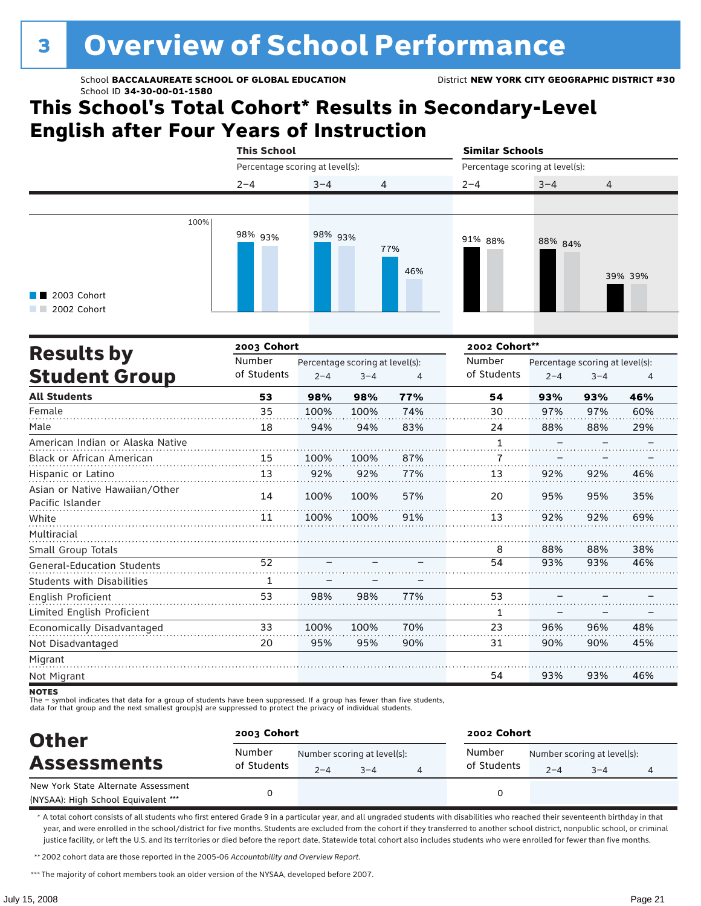# 3 Overview of School Performance

School **BACCALAUREATE SCHOOL OF GLOBAL EDUCATION**
School ID **34-30-00-01-1580**
District **NEW YORK CITY GEOGRAPHIC DISTRICT #30**

## This School's Total Cohort* Results in Secondary-Level English after Four Years of Instruction

| | This School | | | Similar Schools | | |
|---|---|---|---|---|---|---|
| Percentage scoring at level(s): | 2–4 | 3–4 | 4 | 2–4 | 3–4 | 4 |
| 2003 Cohort | 98% | 98% | 77% | 91% | 88% | 39% |
| 2002 Cohort | 93% | 93% | 46% | 88% | 84% | 39% |

## Results by Student Group

| | 2003 Cohort | | | | 2002 Cohort** | | | |
|---|---|---|---|---|---|---|---|---|
| | Number of Students | Percentage scoring at level(s): 2–4 | 3–4 | 4 | Number of Students | Percentage scoring at level(s): 2–4 | 3–4 | 4 |
| **All Students** | **53** | **98%** | **98%** | **77%** | **54** | **93%** | **93%** | **46%** |
| Female | 35 | 100% | 100% | 74% | 30 | 97% | 97% | 60% |
| Male | 18 | 94% | 94% | 83% | 24 | 88% | 88% | 29% |
| American Indian or Alaska Native | | | | | 1 | – | – | – |
| Black or African American | 15 | 100% | 100% | 87% | 7 | – | – | – |
| Hispanic or Latino | 13 | 92% | 92% | 77% | 13 | 92% | 92% | 46% |
| Asian or Native Hawaiian/Other Pacific Islander | 14 | 100% | 100% | 57% | 20 | 95% | 95% | 35% |
| White | 11 | 100% | 100% | 91% | 13 | 92% | 92% | 69% |
| Multiracial | | | | | | | | |
| Small Group Totals | | | | | 8 | 88% | 88% | 38% |
| General-Education Students | 52 | – | – | – | 54 | 93% | 93% | 46% |
| Students with Disabilities | 1 | – | – | – | | | | |
| English Proficient | 53 | 98% | 98% | 77% | 53 | – | – | – |
| Limited English Proficient | | | | | 1 | – | – | – |
| Economically Disadvantaged | 33 | 100% | 100% | 70% | 23 | 96% | 96% | 48% |
| Not Disadvantaged | 20 | 95% | 95% | 90% | 31 | 90% | 90% | 45% |
| Migrant | | | | | | | | |
| Not Migrant | | | | | 54 | 93% | 93% | 46% |

**NOTES**
The – symbol indicates that data for a group of students have been suppressed. If a group has fewer than five students, data for that group and the next smallest group(s) are suppressed to protect the privacy of individual students.

## Other Assessments

| | 2003 Cohort | | | | 2002 Cohort | | | |
|---|---|---|---|---|---|---|---|---|
| | Number of Students | Number scoring at level(s): 2–4 | 3–4 | 4 | Number of Students | Number scoring at level(s): 2–4 | 3–4 | 4 |
| New York State Alternate Assessment (NYSAA): High School Equivalent *** | 0 | | | | 0 | | | |

\* A total cohort consists of all students who first entered Grade 9 in a particular year, and all ungraded students with disabilities who reached their seventeenth birthday in that year, and were enrolled in the school/district for five months. Students are excluded from the cohort if they transferred to another school district, nonpublic school, or criminal justice facility, or left the U.S. and its territories or died before the report date. Statewide total cohort also includes students who were enrolled for fewer than five months.

** 2002 cohort data are those reported in the 2005-06 *Accountability and Overview Report*.

*** The majority of cohort members took an older version of the NYSAA, developed before 2007.

July 15, 2008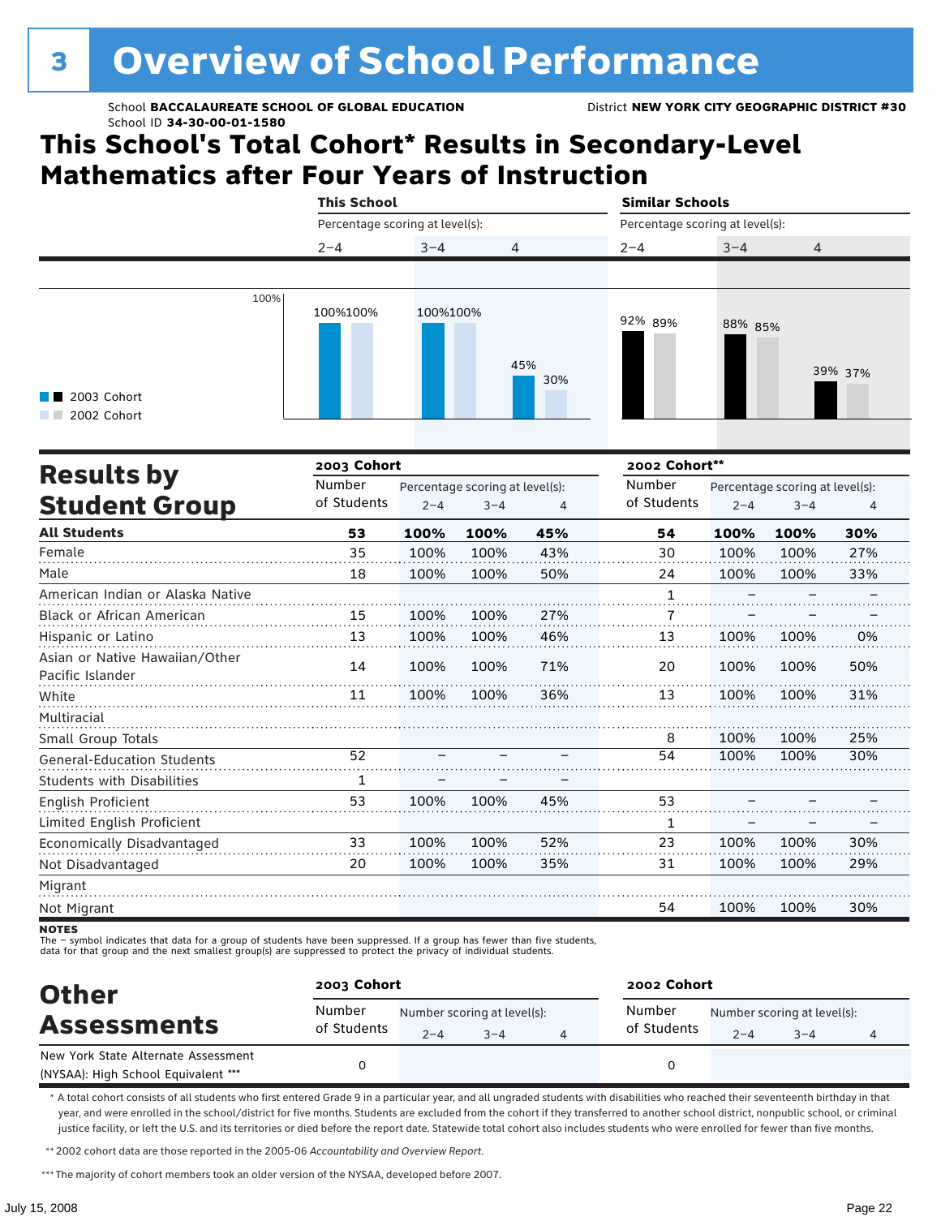# 3 Overview of School Performance

School **BACCALAUREATE SCHOOL OF GLOBAL EDUCATION**
School ID **34-30-00-01-1580**
District **NEW YORK CITY GEOGRAPHIC DISTRICT #30**

## This School's Total Cohort* Results in Secondary-Level Mathematics after Four Years of Instruction

**This School**
Percentage scoring at level(s):
2–4 3–4 4

**Similar Schools**
Percentage scoring at level(s):
2–4 3–4 4

100%

100% 100% 100% 100% 45% 30%

92% 89% 88% 85% 39% 37%

2003 Cohort
2002 Cohort

## Results by Student Group

| | 2003 Cohort | | | | 2002 Cohort** | | | |
|---|---|---|---|---|---|---|---|---|
| | Number of Students | Percentage scoring at level(s): 2–4 | 3–4 | 4 | Number of Students | Percentage scoring at level(s): 2–4 | 3–4 | 4 |
| **All Students** | **53** | **100%** | **100%** | **45%** | **54** | **100%** | **100%** | **30%** |
| Female | 35 | 100% | 100% | 43% | 30 | 100% | 100% | 27% |
| Male | 18 | 100% | 100% | 50% | 24 | 100% | 100% | 33% |
| American Indian or Alaska Native | | | | | 1 | – | – | – |
| Black or African American | 15 | 100% | 100% | 27% | 7 | – | – | – |
| Hispanic or Latino | 13 | 100% | 100% | 46% | 13 | 100% | 100% | 0% |
| Asian or Native Hawaiian/Other Pacific Islander | 14 | 100% | 100% | 71% | 20 | 100% | 100% | 50% |
| White | 11 | 100% | 100% | 36% | 13 | 100% | 100% | 31% |
| Multiracial | | | | | | | | |
| Small Group Totals | | | | | 8 | 100% | 100% | 25% |
| General-Education Students | 52 | – | – | – | 54 | 100% | 100% | 30% |
| Students with Disabilities | 1 | – | – | – | | | | |
| English Proficient | 53 | 100% | 100% | 45% | 53 | – | – | – |
| Limited English Proficient | | | | | 1 | – | – | – |
| Economically Disadvantaged | 33 | 100% | 100% | 52% | 23 | 100% | 100% | 30% |
| Not Disadvantaged | 20 | 100% | 100% | 35% | 31 | 100% | 100% | 29% |
| Migrant | | | | | | | | |
| Not Migrant | | | | | 54 | 100% | 100% | 30% |

**NOTES**
The – symbol indicates that data for a group of students have been suppressed. If a group has fewer than five students, data for that group and the next smallest group(s) are suppressed to protect the privacy of individual students.

## Other Assessments

| | 2003 Cohort | | | | 2002 Cohort | | | |
|---|---|---|---|---|---|---|---|---|
| | Number of Students | Number scoring at level(s): 2–4 | 3–4 | 4 | Number of Students | Number scoring at level(s): 2–4 | 3–4 | 4 |
| New York State Alternate Assessment (NYSAA): High School Equivalent *** | 0 | | | | 0 | | | |

\* A total cohort consists of all students who first entered Grade 9 in a particular year, and all ungraded students with disabilities who reached their seventeenth birthday in that year, and were enrolled in the school/district for five months. Students are excluded from the cohort if they transferred to another school district, nonpublic school, or criminal justice facility, or left the U.S. and its territories or died before the report date. Statewide total cohort also includes students who were enrolled for fewer than five months.

** 2002 cohort data are those reported in the 2005-06 *Accountability and Overview Report*.

*** The majority of cohort members took an older version of the NYSAA, developed before 2007.

July 15, 2008